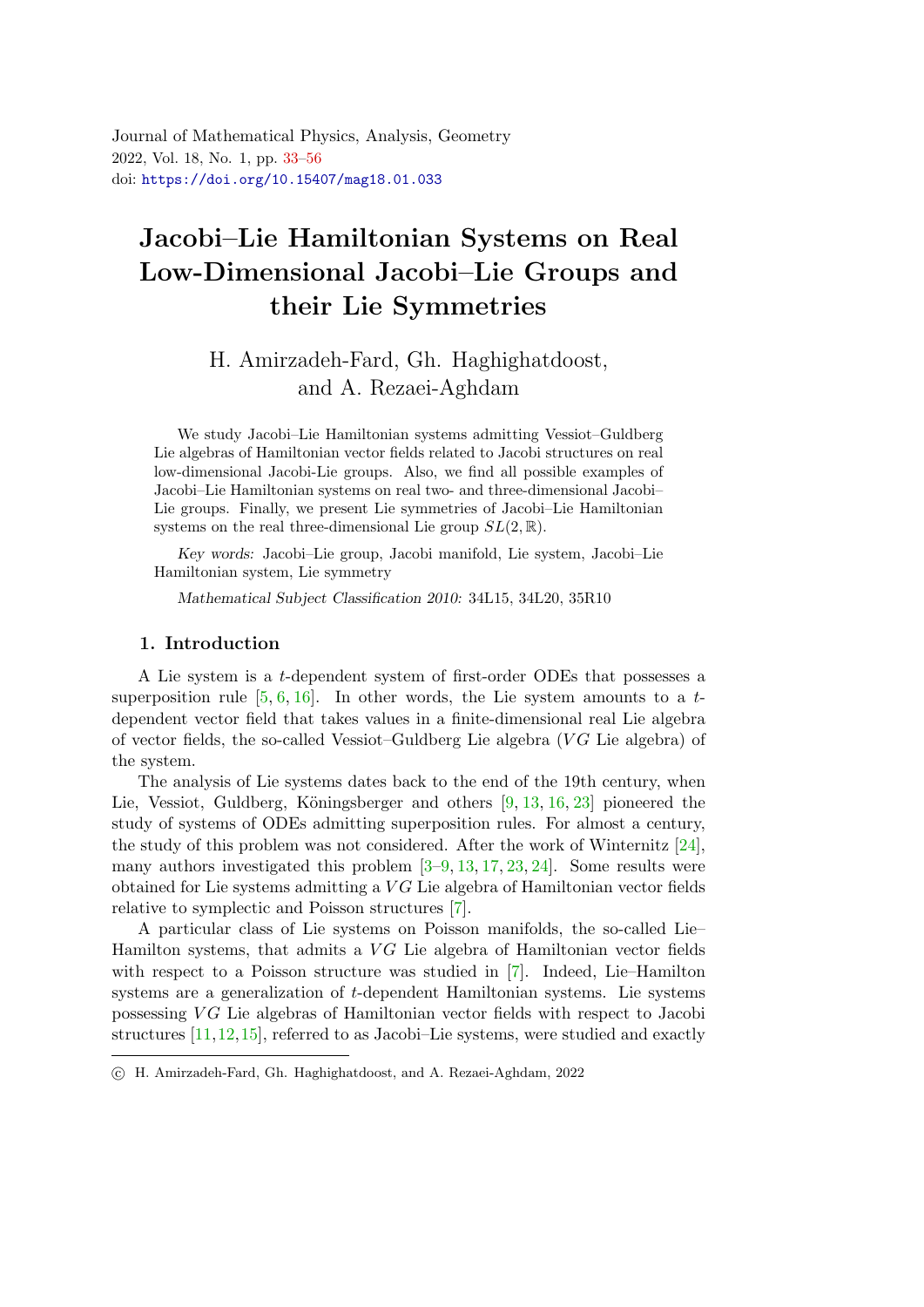Journal of Mathematical Physics, Analysis, Geometry
2022, Vol. 18, No. 1, pp. 33–56
doi: https://doi.org/10.15407/mag18.01.033

# Jacobi–Lie Hamiltonian Systems on Real Low-Dimensional Jacobi–Lie Groups and their Lie Symmetries

H. Amirzadeh-Fard, Gh. Haghighatdoost, and A. Rezaei-Aghdam

We study Jacobi–Lie Hamiltonian systems admitting Vessiot–Guldberg Lie algebras of Hamiltonian vector fields related to Jacobi structures on real low-dimensional Jacobi-Lie groups. Also, we find all possible examples of Jacobi–Lie Hamiltonian systems on real two- and three-dimensional Jacobi–Lie groups. Finally, we present Lie symmetries of Jacobi–Lie Hamiltonian systems on the real three-dimensional Lie group $SL(2, \mathbb{R})$.

*Key words:* Jacobi–Lie group, Jacobi manifold, Lie system, Jacobi–Lie Hamiltonian system, Lie symmetry

*Mathematical Subject Classification 2010:* 34L15, 34L20, 35R10

## 1. Introduction

A Lie system is a $t$-dependent system of first-order ODEs that possesses a superposition rule [5, 6, 16]. In other words, the Lie system amounts to a $t$-dependent vector field that takes values in a finite-dimensional real Lie algebra of vector fields, the so-called Vessiot–Guldberg Lie algebra ($VG$ Lie algebra) of the system.

The analysis of Lie systems dates back to the end of the 19th century, when Lie, Vessiot, Guldberg, Köningsberger and others [9, 13, 16, 23] pioneered the study of systems of ODEs admitting superposition rules. For almost a century, the study of this problem was not considered. After the work of Winternitz [24], many authors investigated this problem [3–9, 13, 17, 23, 24]. Some results were obtained for Lie systems admitting a $VG$ Lie algebra of Hamiltonian vector fields relative to symplectic and Poisson structures [7].

A particular class of Lie systems on Poisson manifolds, the so-called Lie–Hamilton systems, that admits a $VG$ Lie algebra of Hamiltonian vector fields with respect to a Poisson structure was studied in [7]. Indeed, Lie–Hamilton systems are a generalization of $t$-dependent Hamiltonian systems. Lie systems possessing $VG$ Lie algebras of Hamiltonian vector fields with respect to Jacobi structures [11,12,15], referred to as Jacobi–Lie systems, were studied and exactly

© H. Amirzadeh-Fard, Gh. Haghighatdoost, and A. Rezaei-Aghdam, 2022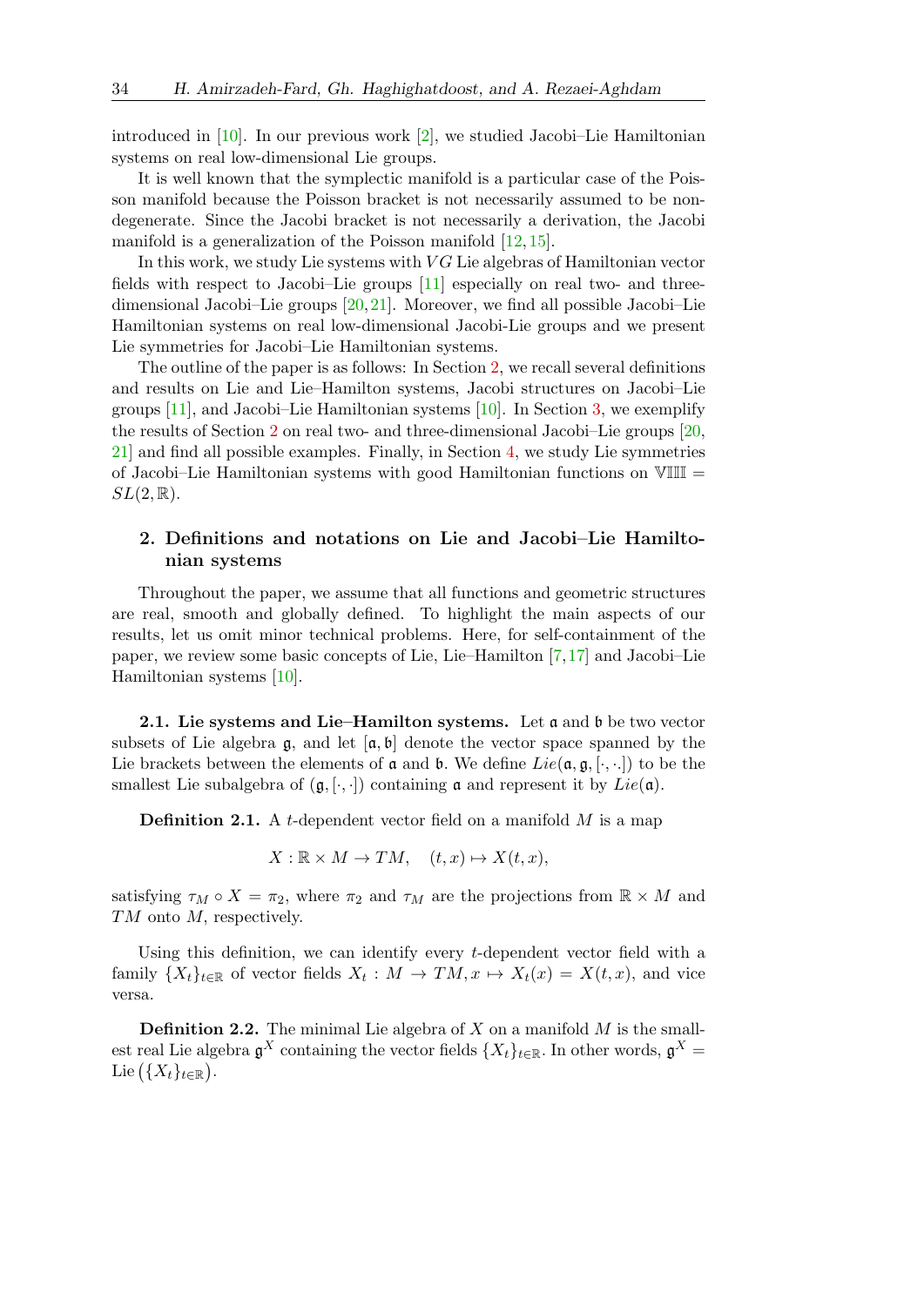introduced in [10]. In our previous work [2], we studied Jacobi–Lie Hamiltonian systems on real low-dimensional Lie groups.

It is well known that the symplectic manifold is a particular case of the Poisson manifold because the Poisson bracket is not necessarily assumed to be nondegenerate. Since the Jacobi bracket is not necessarily a derivation, the Jacobi manifold is a generalization of the Poisson manifold [12, 15].

In this work, we study Lie systems with $VG$ Lie algebras of Hamiltonian vector fields with respect to Jacobi–Lie groups [11] especially on real two- and three-dimensional Jacobi–Lie groups [20, 21]. Moreover, we find all possible Jacobi–Lie Hamiltonian systems on real low-dimensional Jacobi-Lie groups and we present Lie symmetries for Jacobi–Lie Hamiltonian systems.

The outline of the paper is as follows: In Section 2, we recall several definitions and results on Lie and Lie–Hamilton systems, Jacobi structures on Jacobi–Lie groups [11], and Jacobi–Lie Hamiltonian systems [10]. In Section 3, we exemplify the results of Section 2 on real two- and three-dimensional Jacobi–Lie groups [20, 21] and find all possible examples. Finally, in Section 4, we study Lie symmetries of Jacobi–Lie Hamiltonian systems with good Hamiltonian functions on $\mathbb{VIII} = SL(2,\mathbb{R})$.

## 2. Definitions and notations on Lie and Jacobi–Lie Hamiltonian systems

Throughout the paper, we assume that all functions and geometric structures are real, smooth and globally defined. To highlight the main aspects of our results, let us omit minor technical problems. Here, for self-containment of the paper, we review some basic concepts of Lie, Lie–Hamilton [7, 17] and Jacobi–Lie Hamiltonian systems [10].

**2.1. Lie systems and Lie–Hamilton systems.** Let $\mathfrak{a}$ and $\mathfrak{b}$ be two vector subsets of Lie algebra $\mathfrak{g}$, and let $[\mathfrak{a}, \mathfrak{b}]$ denote the vector space spanned by the Lie brackets between the elements of $\mathfrak{a}$ and $\mathfrak{b}$. We define $Lie(\mathfrak{a}, \mathfrak{g}, [\cdot, \cdot])$ to be the smallest Lie subalgebra of $(\mathfrak{g}, [\cdot, \cdot])$ containing $\mathfrak{a}$ and represent it by $Lie(\mathfrak{a})$.

**Definition 2.1.** A $t$-dependent vector field on a manifold $M$ is a map

$$X : \mathbb{R} \times M \to TM, \quad (t, x) \mapsto X(t, x),$$

satisfying $\tau_M \circ X = \pi_2$, where $\pi_2$ and $\tau_M$ are the projections from $\mathbb{R} \times M$ and $TM$ onto $M$, respectively.

Using this definition, we can identify every $t$-dependent vector field with a family $\{X_t\}_{t\in\mathbb{R}}$ of vector fields $X_t : M \to TM, x \mapsto X_t(x) = X(t, x)$, and vice versa.

**Definition 2.2.** The minimal Lie algebra of $X$ on a manifold $M$ is the smallest real Lie algebra $\mathfrak{g}^X$ containing the vector fields $\{X_t\}_{t\in\mathbb{R}}$. In other words, $\mathfrak{g}^X = \text{Lie}\left(\{X_t\}_{t\in\mathbb{R}}\right)$.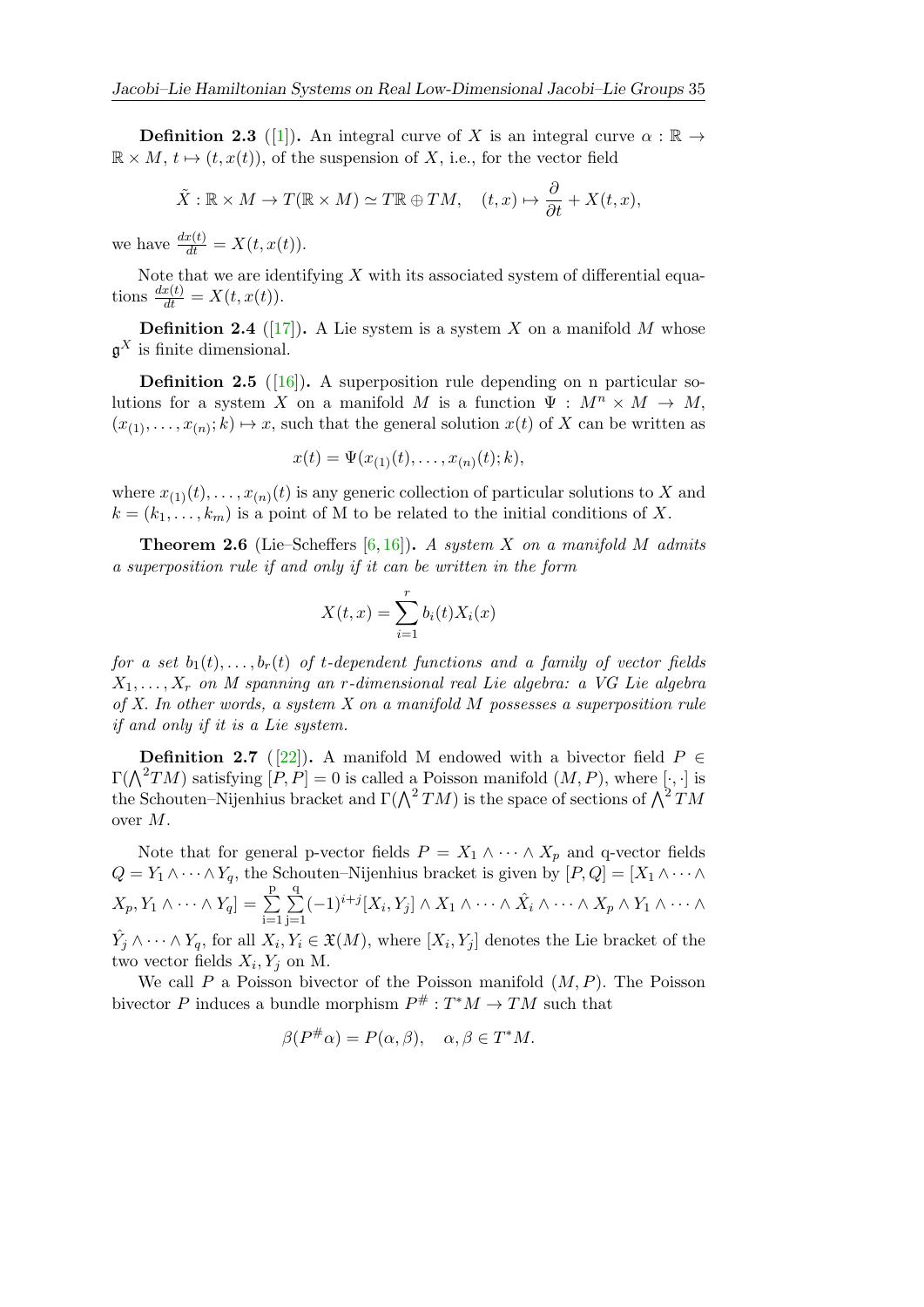**Definition 2.3** ([1]). An integral curve of $X$ is an integral curve $\alpha : \mathbb{R} \to \mathbb{R} \times M$, $t \mapsto (t, x(t))$, of the suspension of $X$, i.e., for the vector field

$$\tilde{X} : \mathbb{R} \times M \to T(\mathbb{R} \times M) \simeq T\mathbb{R} \oplus TM, \quad (t,x) \mapsto \frac{\partial}{\partial t} + X(t,x),$$

we have $\frac{dx(t)}{dt} = X(t, x(t))$.

Note that we are identifying $X$ with its associated system of differential equations $\frac{dx(t)}{dt} = X(t, x(t))$.

**Definition 2.4** ([17]). A Lie system is a system $X$ on a manifold $M$ whose $\mathfrak{g}^X$ is finite dimensional.

**Definition 2.5** ([16]). A superposition rule depending on n particular solutions for a system $X$ on a manifold $M$ is a function $\Psi : M^n \times M \to M$, $(x_{(1)}, \dots, x_{(n)}; k) \mapsto x$, such that the general solution $x(t)$ of $X$ can be written as

$$x(t) = \Psi(x_{(1)}(t), \dots, x_{(n)}(t); k),$$

where $x_{(1)}(t), \dots, x_{(n)}(t)$ is any generic collection of particular solutions to $X$ and $k = (k_1, \dots, k_m)$ is a point of M to be related to the initial conditions of $X$.

**Theorem 2.6** (Lie–Scheffers [6, 16]). *A system $X$ on a manifold $M$ admits a superposition rule if and only if it can be written in the form*

$$X(t,x) = \sum_{i=1}^{r} b_i(t) X_i(x)$$

*for a set $b_1(t), \dots, b_r(t)$ of t-dependent functions and a family of vector fields $X_1, \dots, X_r$ on $M$ spanning an $r$-dimensional real Lie algebra: a VG Lie algebra of $X$. In other words, a system $X$ on a manifold $M$ possesses a superposition rule if and only if it is a Lie system.*

**Definition 2.7** ([22]). A manifold M endowed with a bivector field $P \in \Gamma(\bigwedge^2 TM)$ satisfying $[P, P] = 0$ is called a Poisson manifold $(M, P)$, where $[\cdot, \cdot]$ is the Schouten–Nijenhius bracket and $\Gamma(\bigwedge^2 TM)$ is the space of sections of $\bigwedge^2 TM$ over $M$.

Note that for general p-vector fields $P = X_1 \wedge \cdots \wedge X_p$ and q-vector fields $Q = Y_1 \wedge \cdots \wedge Y_q$, the Schouten–Nijenhius bracket is given by $[P, Q] = [X_1 \wedge \cdots \wedge X_p, Y_1 \wedge \cdots \wedge Y_q] = \sum_{i=1}^{p} \sum_{j=1}^{q} (-1)^{i+j} [X_i, Y_j] \wedge X_1 \wedge \cdots \wedge \hat{X}_i \wedge \cdots \wedge X_p \wedge Y_1 \wedge \cdots \wedge \hat{Y}_j \wedge \cdots \wedge Y_q$, for all $X_i, Y_i \in \mathfrak{X}(M)$, where $[X_i, Y_j]$ denotes the Lie bracket of the two vector fields $X_i, Y_j$ on M.

We call $P$ a Poisson bivector of the Poisson manifold $(M, P)$. The Poisson bivector $P$ induces a bundle morphism $P^{\#} : T^*M \to TM$ such that

$$\beta(P^{\#}\alpha) = P(\alpha, \beta), \quad \alpha, \beta \in T^*M.$$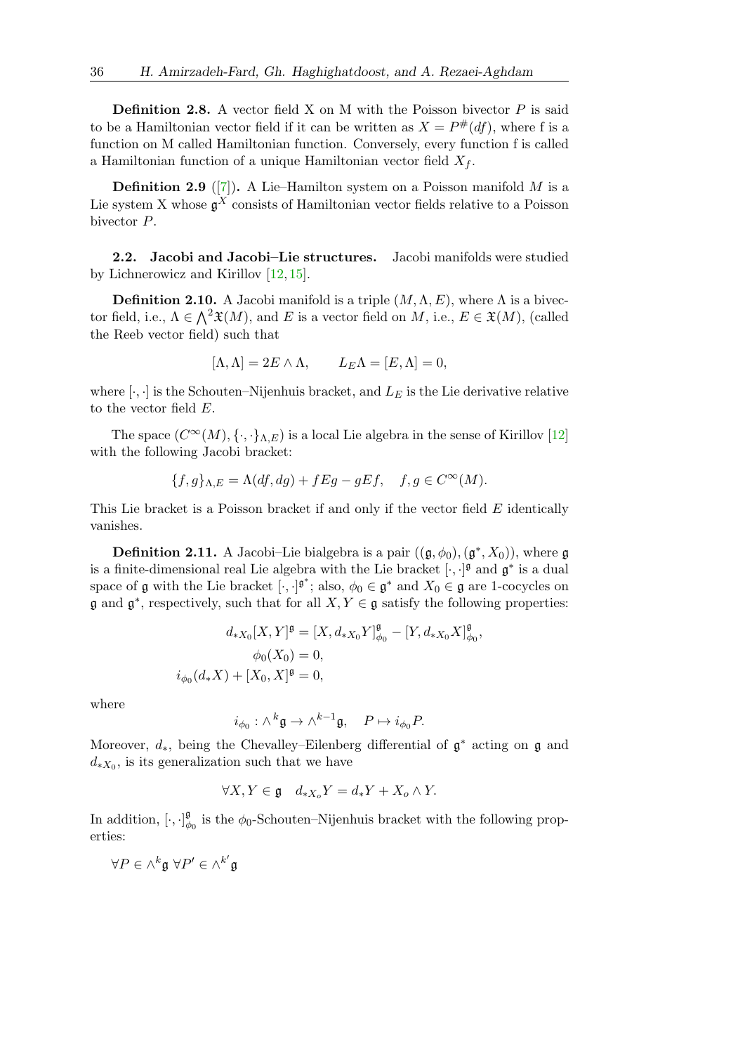**Definition 2.8.** A vector field X on M with the Poisson bivector $P$ is said to be a Hamiltonian vector field if it can be written as $X = P^{\#}(df)$, where f is a function on M called Hamiltonian function. Conversely, every function f is called a Hamiltonian function of a unique Hamiltonian vector field $X_f$.

**Definition 2.9** ([7])**.** A Lie–Hamilton system on a Poisson manifold $M$ is a Lie system X whose $\mathfrak{g}^X$ consists of Hamiltonian vector fields relative to a Poisson bivector $P$.

### 2.2. Jacobi and Jacobi–Lie structures.

Jacobi manifolds were studied by Lichnerowicz and Kirillov [12, 15].

**Definition 2.10.** A Jacobi manifold is a triple $(M, \Lambda, E)$, where $\Lambda$ is a bivector field, i.e., $\Lambda \in \bigwedge^2 \mathfrak{X}(M)$, and $E$ is a vector field on $M$, i.e., $E \in \mathfrak{X}(M)$, (called the Reeb vector field) such that

$$[\Lambda, \Lambda] = 2E \wedge \Lambda, \qquad L_E \Lambda = [E, \Lambda] = 0,$$

where $[\cdot, \cdot]$ is the Schouten–Nijenhuis bracket, and $L_E$ is the Lie derivative relative to the vector field $E$.

The space $(C^\infty(M), \{\cdot, \cdot\}_{\Lambda,E})$ is a local Lie algebra in the sense of Kirillov [12] with the following Jacobi bracket:

$$\{f, g\}_{\Lambda,E} = \Lambda(df, dg) + fEg - gEf, \quad f, g \in C^\infty(M).$$

This Lie bracket is a Poisson bracket if and only if the vector field $E$ identically vanishes.

**Definition 2.11.** A Jacobi–Lie bialgebra is a pair $((\mathfrak{g}, \phi_0), (\mathfrak{g}^*, X_0))$, where $\mathfrak{g}$ is a finite-dimensional real Lie algebra with the Lie bracket $[\cdot, \cdot]^{\mathfrak{g}}$ and $\mathfrak{g}^*$ is a dual space of $\mathfrak{g}$ with the Lie bracket $[\cdot, \cdot]^{\mathfrak{g}^*}$; also, $\phi_0 \in \mathfrak{g}^*$ and $X_0 \in \mathfrak{g}$ are 1-cocycles on $\mathfrak{g}$ and $\mathfrak{g}^*$, respectively, such that for all $X, Y \in \mathfrak{g}$ satisfy the following properties:

$$d_{*X_0}[X, Y]^{\mathfrak{g}} = [X, d_{*X_0} Y]^{\mathfrak{g}}_{\phi_0} - [Y, d_{*X_0} X]^{\mathfrak{g}}_{\phi_0},$$
$$\phi_0(X_0) = 0,$$
$$i_{\phi_0}(d_* X) + [X_0, X]^{\mathfrak{g}} = 0,$$

where

$$i_{\phi_0} : \wedge^k \mathfrak{g} \to \wedge^{k-1} \mathfrak{g}, \quad P \mapsto i_{\phi_0} P.$$

Moreover, $d_*$, being the Chevalley–Eilenberg differential of $\mathfrak{g}^*$ acting on $\mathfrak{g}$ and $d_{*X_0}$, is its generalization such that we have

$$\forall X, Y \in \mathfrak{g} \quad d_{*X_o} Y = d_* Y + X_o \wedge Y.$$

In addition, $[\cdot, \cdot]^{\mathfrak{g}}_{\phi_0}$ is the $\phi_0$-Schouten–Nijenhuis bracket with the following properties:

$\forall P \in \wedge^k \mathfrak{g} \ \forall P' \in \wedge^{k'} \mathfrak{g}$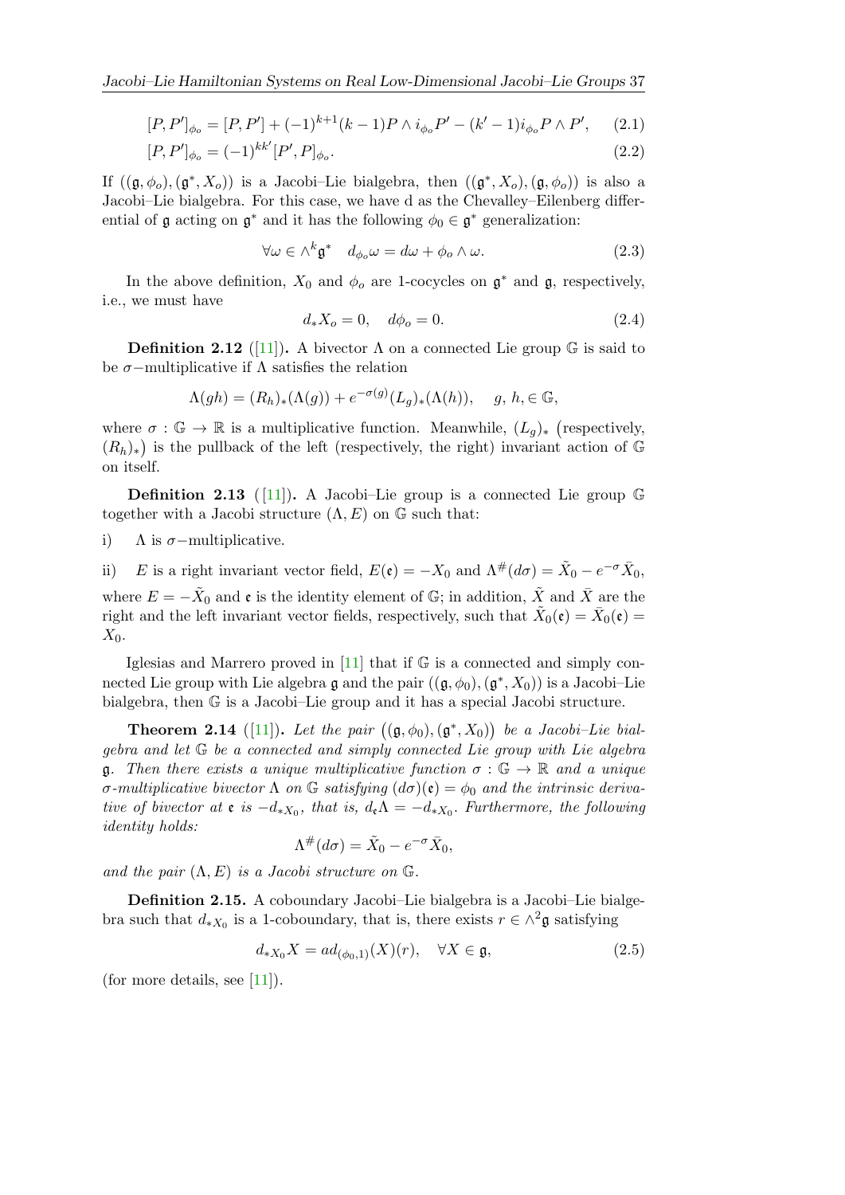$$[P, P']_{\phi_o} = [P, P'] + (-1)^{k+1}(k-1)P \wedge i_{\phi_o}P' - (k'-1)i_{\phi_o}P \wedge P', \qquad (2.1)$$

$$[P, P']_{\phi_o} = (-1)^{kk'}[P', P]_{\phi_o}. \qquad (2.2)$$

If $((\mathfrak{g}, \phi_o), (\mathfrak{g}^*, X_o))$ is a Jacobi–Lie bialgebra, then $((\mathfrak{g}^*, X_o), (\mathfrak{g}, \phi_o))$ is also a Jacobi–Lie bialgebra. For this case, we have d as the Chevalley–Eilenberg differential of $\mathfrak{g}$ acting on $\mathfrak{g}^*$ and it has the following $\phi_0 \in \mathfrak{g}^*$ generalization:

$$\forall \omega \in \wedge^k \mathfrak{g}^* \quad d_{\phi_o}\omega = d\omega + \phi_o \wedge \omega. \qquad (2.3)$$

In the above definition, $X_0$ and $\phi_o$ are 1-cocycles on $\mathfrak{g}^*$ and $\mathfrak{g}$, respectively, i.e., we must have

$$d_* X_o = 0, \quad d\phi_o = 0. \qquad (2.4)$$

**Definition 2.12** ([11])**.** A bivector $\Lambda$ on a connected Lie group $\mathbb{G}$ is said to be $\sigma-$multiplicative if $\Lambda$ satisfies the relation

$$\Lambda(gh) = (R_h)_*(\Lambda(g)) + e^{-\sigma(g)}(L_g)_*(\Lambda(h)), \quad g, h, \in \mathbb{G},$$

where $\sigma : \mathbb{G} \to \mathbb{R}$ is a multiplicative function. Meanwhile, $(L_g)_*$ (respectively, $(R_h)_*$) is the pullback of the left (respectively, the right) invariant action of $\mathbb{G}$ on itself.

**Definition 2.13** ([11])**.** A Jacobi–Lie group is a connected Lie group $\mathbb{G}$ together with a Jacobi structure $(\Lambda, E)$ on $\mathbb{G}$ such that:

i) $\Lambda$ is $\sigma-$multiplicative.

ii) $E$ is a right invariant vector field, $E(\mathfrak{e}) = -X_0$ and $\Lambda^{\#}(d\sigma) = \tilde{X}_0 - e^{-\sigma}\bar{X}_0$,

where $E = -\tilde{X}_0$ and $\mathfrak{e}$ is the identity element of $\mathbb{G}$; in addition, $\tilde{X}$ and $\bar{X}$ are the right and the left invariant vector fields, respectively, such that $\tilde{X}_0(\mathfrak{e}) = \bar{X}_0(\mathfrak{e}) = X_0$.

Iglesias and Marrero proved in [11] that if $\mathbb{G}$ is a connected and simply connected Lie group with Lie algebra $\mathfrak{g}$ and the pair $((\mathfrak{g}, \phi_0), (\mathfrak{g}^*, X_0))$ is a Jacobi–Lie bialgebra, then $\mathbb{G}$ is a Jacobi–Lie group and it has a special Jacobi structure.

**Theorem 2.14** ([11])**.** *Let the pair $((\mathfrak{g}, \phi_0), (\mathfrak{g}^*, X_0))$ be a Jacobi–Lie bialgebra and let $\mathbb{G}$ be a connected and simply connected Lie group with Lie algebra $\mathfrak{g}$. Then there exists a unique multiplicative function $\sigma : \mathbb{G} \to \mathbb{R}$ and a unique $\sigma$-multiplicative bivector $\Lambda$ on $\mathbb{G}$ satisfying $(d\sigma)(\mathfrak{e}) = \phi_0$ and the intrinsic derivative of bivector at $\mathfrak{e}$ is $-d_{*X_0}$, that is, $d_{\mathfrak{e}}\Lambda = -d_{*X_0}$. Furthermore, the following identity holds:*

$$\Lambda^{\#}(d\sigma) = \tilde{X}_0 - e^{-\sigma}\bar{X}_0,$$

*and the pair $(\Lambda, E)$ is a Jacobi structure on $\mathbb{G}$.*

**Definition 2.15.** A coboundary Jacobi–Lie bialgebra is a Jacobi–Lie bialgebra such that $d_{*X_0}$ is a 1-coboundary, that is, there exists $r \in \wedge^2\mathfrak{g}$ satisfying

$$d_{*X_0}X = ad_{(\phi_0,1)}(X)(r), \quad \forall X \in \mathfrak{g}, \qquad (2.5)$$

(for more details, see [11]).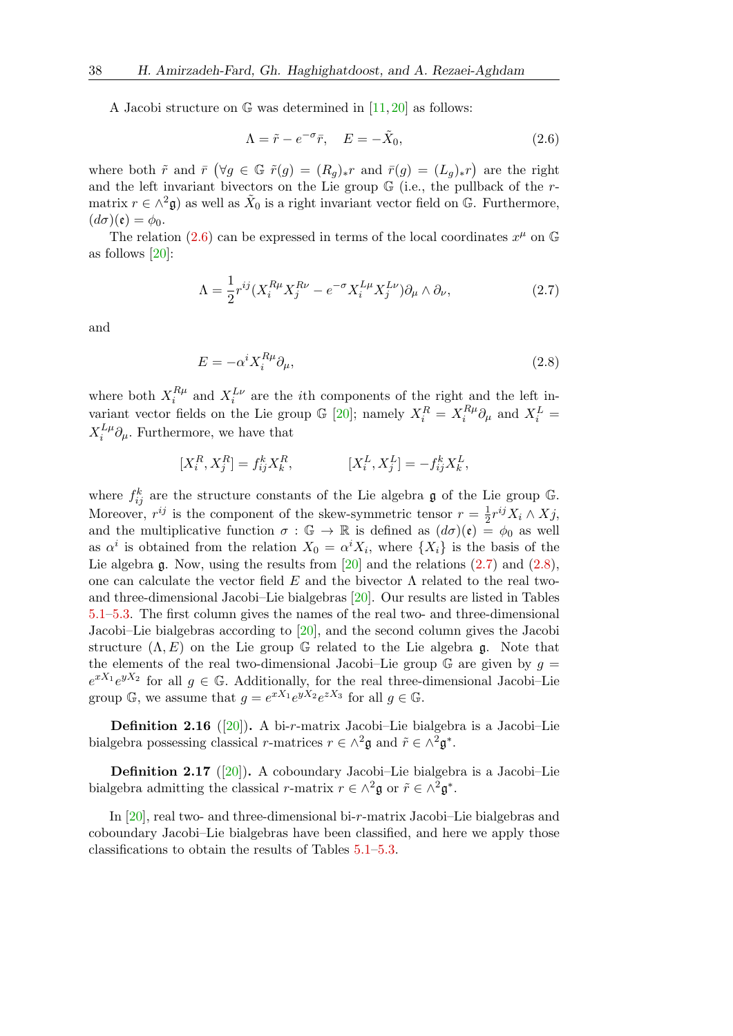A Jacobi structure on $\mathbb{G}$ was determined in [11, 20] as follows:

$$\Lambda = \tilde{r} - e^{-\sigma}\bar{r}, \quad E = -\tilde{X}_0, \tag{2.6}$$

where both $\tilde{r}$ and $\bar{r}$ $\big(\forall g \in \mathbb{G}\ \tilde{r}(g) = (R_g)_* r$ and $\bar{r}(g) = (L_g)_* r\big)$ are the right and the left invariant bivectors on the Lie group $\mathbb{G}$ (i.e., the pullback of the $r$-matrix $r \in \wedge^2\mathfrak{g}$) as well as $\tilde{X}_0$ is a right invariant vector field on $\mathbb{G}$. Furthermore, $(d\sigma)(\mathfrak{e}) = \phi_0$.

The relation (2.6) can be expressed in terms of the local coordinates $x^\mu$ on $\mathbb{G}$ as follows [20]:

$$\Lambda = \frac{1}{2} r^{ij}(X_i^{R\mu} X_j^{R\nu} - e^{-\sigma} X_i^{L\mu} X_j^{L\nu})\partial_\mu \wedge \partial_\nu, \tag{2.7}$$

and

$$E = -\alpha^i X_i^{R\mu}\partial_\mu, \tag{2.8}$$

where both $X_i^{R\mu}$ and $X_i^{L\nu}$ are the $i$th components of the right and the left invariant vector fields on the Lie group $\mathbb{G}$ [20]; namely $X_i^R = X_i^{R\mu}\partial_\mu$ and $X_i^L = X_i^{L\mu}\partial_\mu$. Furthermore, we have that

$$[X_i^R, X_j^R] = f_{ij}^k X_k^R, \qquad\qquad [X_i^L, X_j^L] = -f_{ij}^k X_k^L,$$

where $f_{ij}^k$ are the structure constants of the Lie algebra $\mathfrak{g}$ of the Lie group $\mathbb{G}$. Moreover, $r^{ij}$ is the component of the skew-symmetric tensor $r = \frac{1}{2} r^{ij} X_i \wedge Xj$, and the multiplicative function $\sigma : \mathbb{G} \to \mathbb{R}$ is defined as $(d\sigma)(\mathfrak{e}) = \phi_0$ as well as $\alpha^i$ is obtained from the relation $X_0 = \alpha^i X_i$, where $\{X_i\}$ is the basis of the Lie algebra $\mathfrak{g}$. Now, using the results from [20] and the relations (2.7) and (2.8), one can calculate the vector field $E$ and the bivector $\Lambda$ related to the real two- and three-dimensional Jacobi–Lie bialgebras [20]. Our results are listed in Tables 5.1–5.3. The first column gives the names of the real two- and three-dimensional Jacobi–Lie bialgebras according to [20], and the second column gives the Jacobi structure $(\Lambda, E)$ on the Lie group $\mathbb{G}$ related to the Lie algebra $\mathfrak{g}$. Note that the elements of the real two-dimensional Jacobi–Lie group $\mathbb{G}$ are given by $g = e^{xX_1}e^{yX_2}$ for all $g \in \mathbb{G}$. Additionally, for the real three-dimensional Jacobi–Lie group $\mathbb{G}$, we assume that $g = e^{xX_1}e^{yX_2}e^{zX_3}$ for all $g \in \mathbb{G}$.

**Definition 2.16** ([20])**.** A bi-$r$-matrix Jacobi–Lie bialgebra is a Jacobi–Lie bialgebra possessing classical $r$-matrices $r \in \wedge^2\mathfrak{g}$ and $\tilde{r} \in \wedge^2\mathfrak{g}^*$.

**Definition 2.17** ([20])**.** A coboundary Jacobi–Lie bialgebra is a Jacobi–Lie bialgebra admitting the classical $r$-matrix $r \in \wedge^2\mathfrak{g}$ or $\tilde{r} \in \wedge^2\mathfrak{g}^*$.

In [20], real two- and three-dimensional bi-$r$-matrix Jacobi–Lie bialgebras and coboundary Jacobi–Lie bialgebras have been classified, and here we apply those classifications to obtain the results of Tables 5.1–5.3.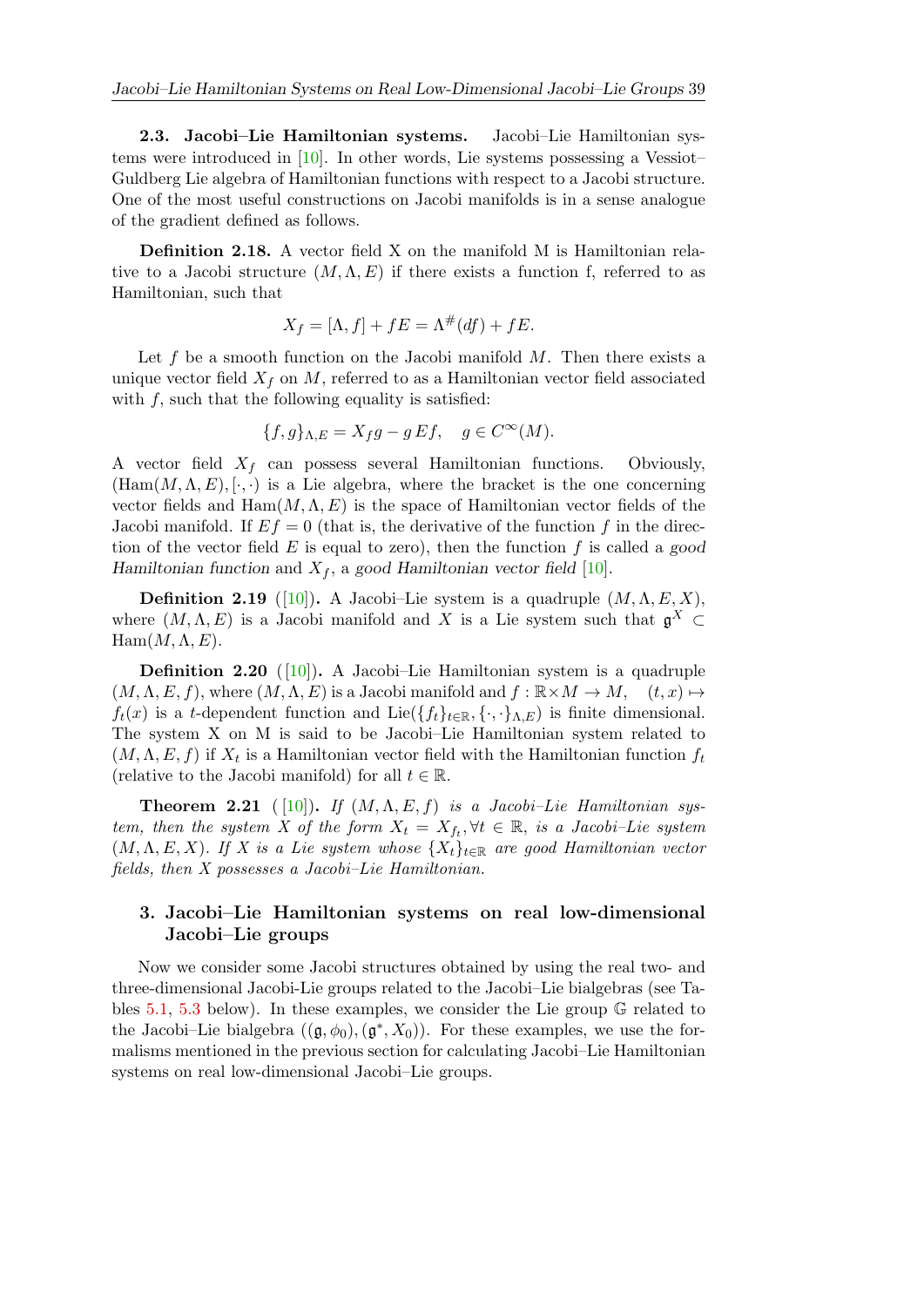**2.3. Jacobi–Lie Hamiltonian systems.** Jacobi–Lie Hamiltonian systems were introduced in [10]. In other words, Lie systems possessing a Vessiot–Guldberg Lie algebra of Hamiltonian functions with respect to a Jacobi structure. One of the most useful constructions on Jacobi manifolds is in a sense analogue of the gradient defined as follows.

**Definition 2.18.** A vector field X on the manifold M is Hamiltonian relative to a Jacobi structure $(M, \Lambda, E)$ if there exists a function f, referred to as Hamiltonian, such that

$$X_f = [\Lambda, f] + fE = \Lambda^{\#}(df) + fE.$$

Let $f$ be a smooth function on the Jacobi manifold $M$. Then there exists a unique vector field $X_f$ on $M$, referred to as a Hamiltonian vector field associated with $f$, such that the following equality is satisfied:

$$\{f, g\}_{\Lambda,E} = X_f g - g\, Ef, \quad g \in C^\infty(M).$$

A vector field $X_f$ can possess several Hamiltonian functions. Obviously, $(\mathrm{Ham}(M, \Lambda, E), [\cdot, \cdot)$ is a Lie algebra, where the bracket is the one concerning vector fields and $\mathrm{Ham}(M, \Lambda, E)$ is the space of Hamiltonian vector fields of the Jacobi manifold. If $Ef = 0$ (that is, the derivative of the function $f$ in the direction of the vector field $E$ is equal to zero), then the function $f$ is called a *good Hamiltonian function* and $X_f$, a *good Hamiltonian vector field* [10].

**Definition 2.19** ([10])**.** A Jacobi–Lie system is a quadruple $(M, \Lambda, E, X)$, where $(M, \Lambda, E)$ is a Jacobi manifold and $X$ is a Lie system such that $\mathfrak{g}^X \subset \mathrm{Ham}(M, \Lambda, E)$.

**Definition 2.20** ([10])**.** A Jacobi–Lie Hamiltonian system is a quadruple $(M, \Lambda, E, f)$, where $(M, \Lambda, E)$ is a Jacobi manifold and $f : \mathbb{R} \times M \to M, \quad (t, x) \mapsto f_t(x)$ is a $t$-dependent function and $\mathrm{Lie}(\{f_t\}_{t\in\mathbb{R}}, \{\cdot, \cdot\}_{\Lambda,E})$ is finite dimensional. The system X on M is said to be Jacobi–Lie Hamiltonian system related to $(M, \Lambda, E, f)$ if $X_t$ is a Hamiltonian vector field with the Hamiltonian function $f_t$ (relative to the Jacobi manifold) for all $t \in \mathbb{R}$.

**Theorem 2.21** ([10])**.** *If $(M, \Lambda, E, f)$ is a Jacobi–Lie Hamiltonian system, then the system $X$ of the form $X_t = X_{f_t}, \forall t \in \mathbb{R}$, is a Jacobi–Lie system $(M, \Lambda, E, X)$. If $X$ is a Lie system whose $\{X_t\}_{t\in\mathbb{R}}$ are good Hamiltonian vector fields, then $X$ possesses a Jacobi–Lie Hamiltonian.*

## 3. Jacobi–Lie Hamiltonian systems on real low-dimensional Jacobi–Lie groups

Now we consider some Jacobi structures obtained by using the real two- and three-dimensional Jacobi-Lie groups related to the Jacobi–Lie bialgebras (see Tables 5.1, 5.3 below). In these examples, we consider the Lie group $\mathbb{G}$ related to the Jacobi–Lie bialgebra $((\mathfrak{g}, \phi_0), (\mathfrak{g}^*, X_0))$. For these examples, we use the formalisms mentioned in the previous section for calculating Jacobi–Lie Hamiltonian systems on real low-dimensional Jacobi–Lie groups.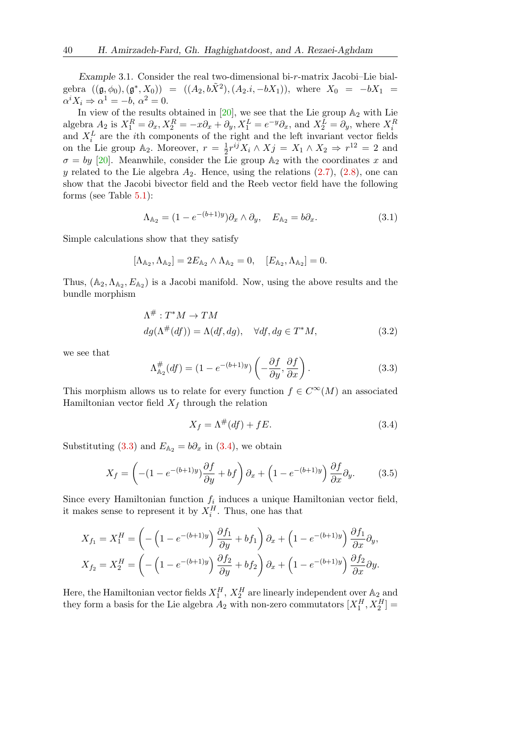*Example* 3.1. Consider the real two-dimensional bi-$r$-matrix Jacobi–Lie bialgebra $((\mathfrak{g},\phi_0),(\mathfrak{g}^*,X_0)) = ((A_2, b\tilde{X}^2),(A_2.i,-bX_1))$, where $X_0 = -bX_1 = \alpha^i X_i \Rightarrow \alpha^1 = -b$, $\alpha^2 = 0$.

In view of the results obtained in [20], we see that the Lie group $\mathbb{A}_2$ with Lie algebra $A_2$ is $X_1^R = \partial_x, X_2^R = -x\partial_x + \partial_y, X_1^L = e^{-y}\partial_x$, and $X_2^L = \partial_y$, where $X_i^R$ and $X_i^L$ are the $i$th components of the right and the left invariant vector fields on the Lie group $\mathbb{A}_2$. Moreover, $r = \frac{1}{2}r^{ij}X_i \wedge Xj = X_1 \wedge X_2 \Rightarrow r^{12} = 2$ and $\sigma = by$ [20]. Meanwhile, consider the Lie group $\mathbb{A}_2$ with the coordinates $x$ and $y$ related to the Lie algebra $A_2$. Hence, using the relations (2.7), (2.8), one can show that the Jacobi bivector field and the Reeb vector field have the following forms (see Table 5.1):

$$\Lambda_{\mathbb{A}_2} = (1 - e^{-(b+1)y})\partial_x \wedge \partial_y, \quad E_{\mathbb{A}_2} = b\partial_x. \tag{3.1}$$

Simple calculations show that they satisfy

$$[\Lambda_{\mathbb{A}_2}, \Lambda_{\mathbb{A}_2}] = 2E_{\mathbb{A}_2} \wedge \Lambda_{\mathbb{A}_2} = 0, \quad [E_{\mathbb{A}_2}, \Lambda_{\mathbb{A}_2}] = 0.$$

Thus, $(\mathbb{A}_2, \Lambda_{\mathbb{A}_2}, E_{\mathbb{A}_2})$ is a Jacobi manifold. Now, using the above results and the bundle morphism

$$\begin{aligned}
&\Lambda^{\#} : T^*M \to TM \\
&dg(\Lambda^{\#}(df)) = \Lambda(df, dg), \quad \forall df, dg \in T^*M,
\end{aligned} \tag{3.2}$$

we see that

$$\Lambda^{\#}_{\mathbb{A}_2}(df) = (1 - e^{-(b+1)y})\left(-\frac{\partial f}{\partial y}, \frac{\partial f}{\partial x}\right). \tag{3.3}$$

This morphism allows us to relate for every function $f \in C^\infty(M)$ an associated Hamiltonian vector field $X_f$ through the relation

$$X_f = \Lambda^{\#}(df) + fE. \tag{3.4}$$

Substituting (3.3) and $E_{\mathbb{A}_2} = b\partial_x$ in (3.4), we obtain

$$X_f = \left(-(1 - e^{-(b+1)y})\frac{\partial f}{\partial y} + bf\right)\partial_x + \left(1 - e^{-(b+1)y}\right)\frac{\partial f}{\partial x}\partial_y. \tag{3.5}$$

Since every Hamiltonian function $f_i$ induces a unique Hamiltonian vector field, it makes sense to represent it by $X_i^H$. Thus, one has that

$$\begin{aligned}
X_{f_1} = X_1^H &= \left(-\left(1 - e^{-(b+1)y}\right)\frac{\partial f_1}{\partial y} + bf_1\right)\partial_x + \left(1 - e^{-(b+1)y}\right)\frac{\partial f_1}{\partial x}\partial_y, \\
X_{f_2} = X_2^H &= \left(-\left(1 - e^{-(b+1)y}\right)\frac{\partial f_2}{\partial y} + bf_2\right)\partial_x + \left(1 - e^{-(b+1)y}\right)\frac{\partial f_2}{\partial x}\partial y.
\end{aligned}$$

Here, the Hamiltonian vector fields $X_1^H$, $X_2^H$ are linearly independent over $\mathbb{A}_2$ and they form a basis for the Lie algebra $A_2$ with non-zero commutators $[X_1^H, X_2^H] =$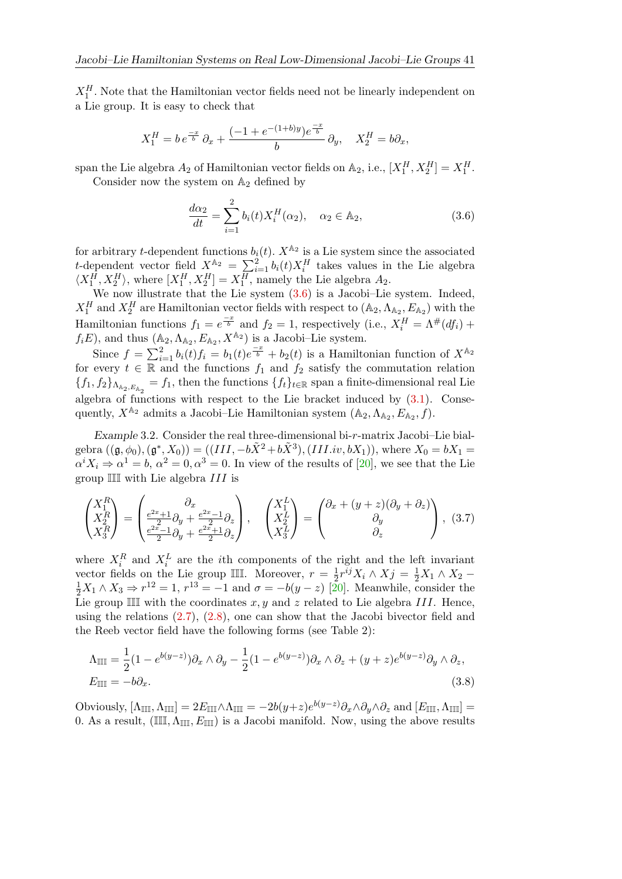$X_1^H$. Note that the Hamiltonian vector fields need not be linearly independent on a Lie group. It is easy to check that

$$X_1^H = b\, e^{\frac{-x}{b}}\, \partial_x + \frac{(-1+e^{-(1+b)y})e^{\frac{-x}{b}}}{b}\, \partial_y, \quad X_2^H = b\partial_x,$$

span the Lie algebra $A_2$ of Hamiltonian vector fields on $\mathbb{A}_2$, i.e., $[X_1^H, X_2^H] = X_1^H$.

Consider now the system on $\mathbb{A}_2$ defined by

$$\frac{d\alpha_2}{dt} = \sum_{i=1}^{2} b_i(t) X_i^H(\alpha_2), \quad \alpha_2 \in \mathbb{A}_2, \tag{3.6}$$

for arbitrary $t$-dependent functions $b_i(t)$. $X^{\mathbb{A}_2}$ is a Lie system since the associated $t$-dependent vector field $X^{\mathbb{A}_2} = \sum_{i=1}^{2} b_i(t) X_i^H$ takes values in the Lie algebra $\langle X_1^H, X_2^H\rangle$, where $[X_1^H, X_2^H] = X_1^H$, namely the Lie algebra $A_2$.

We now illustrate that the Lie system (3.6) is a Jacobi–Lie system. Indeed, $X_1^H$ and $X_2^H$ are Hamiltonian vector fields with respect to $(\mathbb{A}_2, \Lambda_{\mathbb{A}_2}, E_{\mathbb{A}_2})$ with the Hamiltonian functions $f_1 = e^{\frac{-x}{b}}$ and $f_2 = 1$, respectively (i.e., $X_i^H = \Lambda^{\#}(df_i) + f_i E$), and thus $(\mathbb{A}_2, \Lambda_{\mathbb{A}_2}, E_{\mathbb{A}_2}, X^{\mathbb{A}_2})$ is a Jacobi–Lie system.

Since $f = \sum_{i=1}^{2} b_i(t) f_i = b_1(t) e^{\frac{-x}{b}} + b_2(t)$ is a Hamiltonian function of $X^{\mathbb{A}_2}$ for every $t \in \mathbb{R}$ and the functions $f_1$ and $f_2$ satisfy the commutation relation $\{f_1, f_2\}_{\Lambda_{\mathbb{A}_2}, E_{\mathbb{A}_2}} = f_1$, then the functions $\{f_t\}_{t\in\mathbb{R}}$ span a finite-dimensional real Lie algebra of functions with respect to the Lie bracket induced by (3.1). Consequently, $X^{\mathbb{A}_2}$ admits a Jacobi–Lie Hamiltonian system $(\mathbb{A}_2, \Lambda_{\mathbb{A}_2}, E_{\mathbb{A}_2}, f)$.

*Example* 3.2. Consider the real three-dimensional bi-$r$-matrix Jacobi–Lie bialgebra $((\mathfrak{g}, \phi_0), (\mathfrak{g}^*, X_0)) = ((III, -b\tilde{X}^2 + b\tilde{X}^3), (III.iv, bX_1))$, where $X_0 = bX_1 = \alpha^i X_i \Rightarrow \alpha^1 = b$, $\alpha^2 = 0, \alpha^3 = 0$. In view of the results of [20], we see that the Lie group $\mathbb{III}$ with Lie algebra $III$ is

$$\begin{pmatrix} X_1^R \\ X_2^R \\ X_3^R \end{pmatrix} = \begin{pmatrix} \partial_x \\ \frac{e^{2x}+1}{2}\partial_y + \frac{e^{2x}-1}{2}\partial_z \\ \frac{e^{2x}-1}{2}\partial_y + \frac{e^{2x}+1}{2}\partial_z \end{pmatrix}, \quad \begin{pmatrix} X_1^L \\ X_2^L \\ X_3^L \end{pmatrix} = \begin{pmatrix} \partial_x + (y+z)(\partial_y + \partial_z) \\ \partial_y \\ \partial_z \end{pmatrix}, \tag{3.7}$$

where $X_i^R$ and $X_i^L$ are the $i$th components of the right and the left invariant vector fields on the Lie group $\mathbb{III}$. Moreover, $r = \frac{1}{2} r^{ij} X_i \wedge Xj = \frac{1}{2} X_1 \wedge X_2 - \frac{1}{2} X_1 \wedge X_3 \Rightarrow r^{12} = 1$, $r^{13} = -1$ and $\sigma = -b(y-z)$ [20]. Meanwhile, consider the Lie group $\mathbb{III}$ with the coordinates $x, y$ and $z$ related to Lie algebra $III$. Hence, using the relations (2.7), (2.8), one can show that the Jacobi bivector field and the Reeb vector field have the following forms (see Table 2):

$$\begin{aligned} \Lambda_{\mathbb{III}} &= \frac{1}{2}(1 - e^{b(y-z)})\partial_x \wedge \partial_y - \frac{1}{2}(1 - e^{b(y-z)})\partial_x \wedge \partial_z + (y+z)e^{b(y-z)}\partial_y \wedge \partial_z, \\ E_{\mathbb{III}} &= -b\partial_x. \end{aligned} \tag{3.8}$$

Obviously, $[\Lambda_{\mathbb{III}}, \Lambda_{\mathbb{III}}] = 2E_{\mathbb{III}} \wedge \Lambda_{\mathbb{III}} = -2b(y+z)e^{b(y-z)}\partial_x \wedge \partial_y \wedge \partial_z$ and $[E_{\mathbb{III}}, \Lambda_{\mathbb{III}}] = 0$. As a result, $(\mathbb{III}, \Lambda_{\mathbb{III}}, E_{\mathbb{III}})$ is a Jacobi manifold. Now, using the above results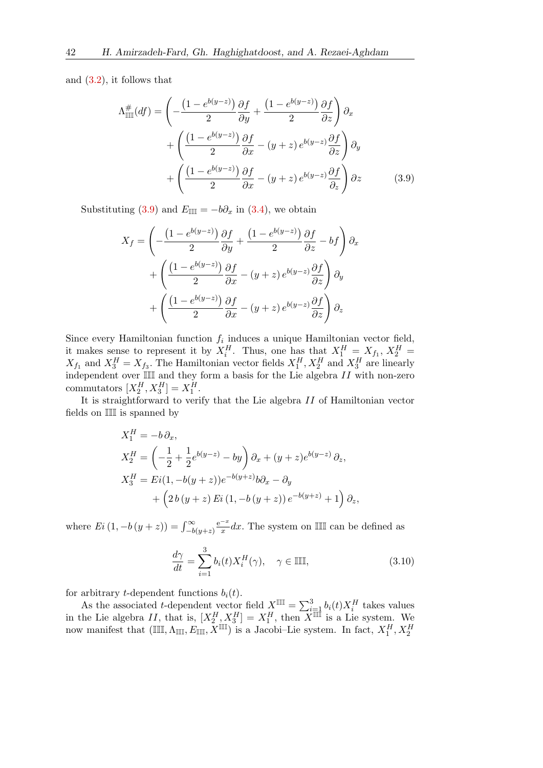and (3.2), it follows that

$$\Lambda^{\#}_{\mathbb{IIII}}(df) = \left( -\frac{\left(1 - e^{b(y-z)}\right)}{2}\frac{\partial f}{\partial y} + \frac{\left(1 - e^{b(y-z)}\right)}{2}\frac{\partial f}{\partial z} \right)\partial_x + \left( \frac{\left(1 - e^{b(y-z)}\right)}{2}\frac{\partial f}{\partial x} - (y+z)\, e^{b(y-z)}\frac{\partial f}{\partial z} \right)\partial_y + \left( \frac{\left(1 - e^{b(y-z)}\right)}{2}\frac{\partial f}{\partial x} - (y+z)\, e^{b(y-z)}\frac{\partial f}{\partial_z} \right)\partial z \tag{3.9}$$

Substituting (3.9) and $E_{\mathbb{IIII}} = -b\partial_x$ in (3.4), we obtain

$$X_f = \left( -\frac{\left(1 - e^{b(y-z)}\right)}{2}\frac{\partial f}{\partial y} + \frac{\left(1 - e^{b(y-z)}\right)}{2}\frac{\partial f}{\partial z} - bf \right)\partial_x + \left( \frac{\left(1 - e^{b(y-z)}\right)}{2}\frac{\partial f}{\partial x} - (y+z)\, e^{b(y-z)}\frac{\partial f}{\partial z} \right)\partial_y + \left( \frac{\left(1 - e^{b(y-z)}\right)}{2}\frac{\partial f}{\partial x} - (y+z)\, e^{b(y-z)}\frac{\partial f}{\partial z} \right)\partial_z$$

Since every Hamiltonian function $f_i$ induces a unique Hamiltonian vector field, it makes sense to represent it by $X_i^H$. Thus, one has that $X_1^H = X_{f_1}$, $X_2^H = X_{f_1}$ and $X_3^H = X_{f_3}$. The Hamiltonian vector fields $X_1^H, X_2^H$ and $X_3^H$ are linearly independent over $\mathbb{IIII}$ and they form a basis for the Lie algebra $II$ with non-zero commutators $[X_2^H, X_3^H] = X_1^H$.

It is straightforward to verify that the Lie algebra $II$ of Hamiltonian vector fields on $\mathbb{IIII}$ is spanned by

$$\begin{aligned}
X_1^H &= -b\,\partial_x,\\
X_2^H &= \left( -\frac{1}{2} + \frac{1}{2}e^{b(y-z)} - by \right)\partial_x + (y+z)e^{b(y-z)}\,\partial_z,\\
X_3^H &= Ei(1, -b(y+z))e^{-b(y+z)}b\partial_x - \partial_y\\
&\quad + \left( 2\,b\,(y+z)\,Ei\,(1, -b\,(y+z))\,e^{-b(y+z)} + 1 \right)\partial_z,
\end{aligned}$$

where $Ei\,(1, -b\,(y+z)) = \int_{-b(y+z)}^{\infty} \frac{e^{-x}}{x}dx$. The system on $\mathbb{IIII}$ can be defined as

$$\frac{d\gamma}{dt} = \sum_{i=1}^{3} b_i(t) X_i^H(\gamma), \quad \gamma \in \mathbb{IIII}, \tag{3.10}$$

for arbitrary $t$-dependent functions $b_i(t)$.

As the associated $t$-dependent vector field $X^{\mathbb{IIII}} = \sum_{i=1}^{3} b_i(t) X_i^H$ takes values in the Lie algebra $II$, that is, $[X_2^H, X_3^H] = X_1^H$, then $X^{\mathbb{IIII}}$ is a Lie system. We now manifest that $(\mathbb{IIII}, \Lambda_{\mathbb{IIII}}, E_{\mathbb{IIII}}, X^{\mathbb{IIII}})$ is a Jacobi–Lie system. In fact, $X_1^H, X_2^H$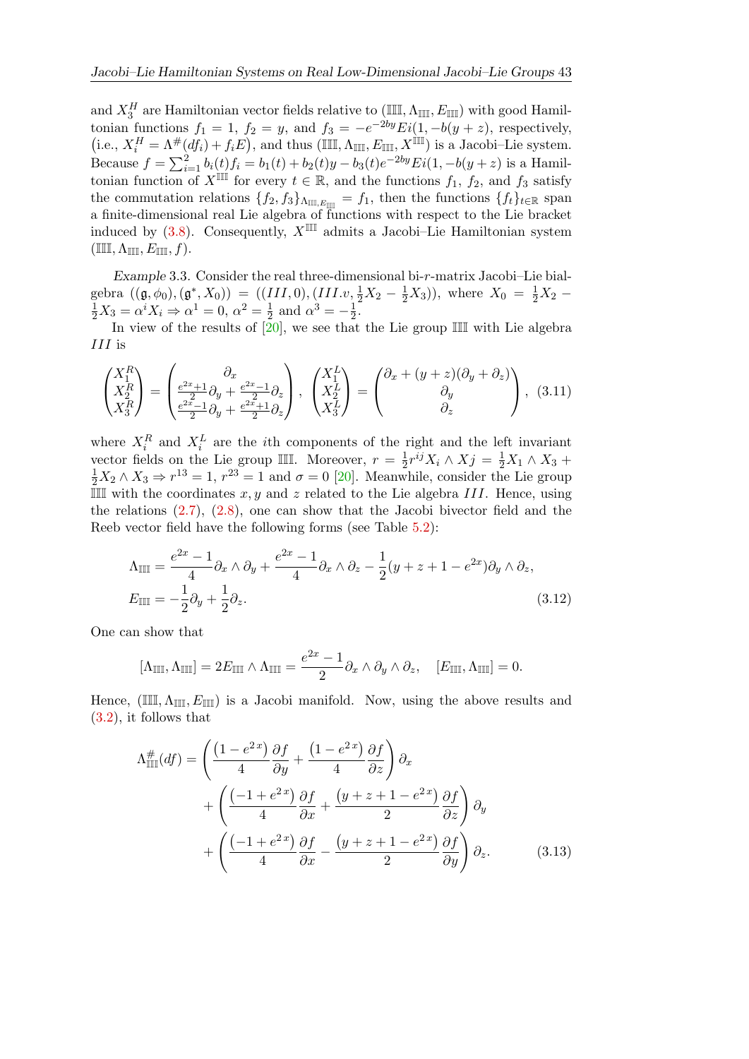and $X_3^H$ are Hamiltonian vector fields relative to $(\mathbb{III}, \Lambda_{\mathbb{III}}, E_{\mathbb{III}})$ with good Hamiltonian functions $f_1 = 1$, $f_2 = y$, and $f_3 = -e^{-2by}Ei(1, -b(y+z))$, respectively, (i.e., $X_i^H = \Lambda^{\#}(df_i) + f_i E$), and thus $(\mathbb{III}, \Lambda_{\mathbb{III}}, E_{\mathbb{III}}, X^{\mathbb{III}})$ is a Jacobi–Lie system. Because $f = \sum_{i=1}^{2} b_i(t) f_i = b_1(t) + b_2(t)y - b_3(t)e^{-2by}Ei(1, -b(y+z))$ is a Hamiltonian function of $X^{\mathbb{III}}$ for every $t \in \mathbb{R}$, and the functions $f_1$, $f_2$, and $f_3$ satisfy the commutation relations $\{f_2, f_3\}_{\Lambda_{\mathbb{III}}, E_{\mathbb{III}}} = f_1$, then the functions $\{f_t\}_{t\in\mathbb{R}}$ span a finite-dimensional real Lie algebra of functions with respect to the Lie bracket induced by (3.8). Consequently, $X^{\mathbb{III}}$ admits a Jacobi–Lie Hamiltonian system $(\mathbb{III}, \Lambda_{\mathbb{III}}, E_{\mathbb{III}}, f)$.

*Example* 3.3. Consider the real three-dimensional bi-$r$-matrix Jacobi–Lie bialgebra $((\mathfrak{g}, \phi_0), (\mathfrak{g}^*, X_0)) = ((III, 0), (III.v, \frac{1}{2}X_2 - \frac{1}{2}X_3))$, where $X_0 = \frac{1}{2}X_2 - \frac{1}{2}X_3 = \alpha^i X_i \Rightarrow \alpha^1 = 0$, $\alpha^2 = \frac{1}{2}$ and $\alpha^3 = -\frac{1}{2}$.

In view of the results of [20], we see that the Lie group $\mathbb{III}$ with Lie algebra $III$ is

$$\begin{pmatrix} X_1^R \\ X_2^R \\ X_3^R \end{pmatrix} = \begin{pmatrix} \partial_x \\ \frac{e^{2x}+1}{2}\partial_y + \frac{e^{2x}-1}{2}\partial_z \\ \frac{e^{2x}-1}{2}\partial_y + \frac{e^{2x}+1}{2}\partial_z \end{pmatrix}, \quad \begin{pmatrix} X_1^L \\ X_2^L \\ X_3^L \end{pmatrix} = \begin{pmatrix} \partial_x + (y+z)(\partial_y + \partial_z) \\ \partial_y \\ \partial_z \end{pmatrix}, \quad (3.11)$$

where $X_i^R$ and $X_i^L$ are the $i$th components of the right and the left invariant vector fields on the Lie group $\mathbb{III}$. Moreover, $r = \frac{1}{2}r^{ij}X_i \wedge Xj = \frac{1}{2}X_1 \wedge X_3 + \frac{1}{2}X_2 \wedge X_3 \Rightarrow r^{13} = 1$, $r^{23} = 1$ and $\sigma = 0$ [20]. Meanwhile, consider the Lie group $\mathbb{III}$ with the coordinates $x, y$ and $z$ related to the Lie algebra $III$. Hence, using the relations (2.7), (2.8), one can show that the Jacobi bivector field and the Reeb vector field have the following forms (see Table 5.2):

$$\begin{aligned}
\Lambda_{\mathbb{III}} &= \frac{e^{2x}-1}{4}\partial_x \wedge \partial_y + \frac{e^{2x}-1}{4}\partial_x \wedge \partial_z - \frac{1}{2}(y+z+1-e^{2x})\partial_y \wedge \partial_z, \\
E_{\mathbb{III}} &= -\frac{1}{2}\partial_y + \frac{1}{2}\partial_z. 
\end{aligned} \quad (3.12)$$

One can show that

$$[\Lambda_{\mathbb{III}}, \Lambda_{\mathbb{III}}] = 2E_{\mathbb{III}} \wedge \Lambda_{\mathbb{III}} = \frac{e^{2x}-1}{2}\partial_x \wedge \partial_y \wedge \partial_z, \quad [E_{\mathbb{III}}, \Lambda_{\mathbb{III}}] = 0.$$

Hence, $(\mathbb{III}, \Lambda_{\mathbb{III}}, E_{\mathbb{III}})$ is a Jacobi manifold. Now, using the above results and (3.2), it follows that

$$\begin{aligned}
\Lambda_{\mathbb{III}}^{\#}(df) = &\left( \frac{(1-e^{2x})}{4}\frac{\partial f}{\partial y} + \frac{(1-e^{2x})}{4}\frac{\partial f}{\partial z} \right)\partial_x \\
&+ \left( \frac{(-1+e^{2x})}{4}\frac{\partial f}{\partial x} + \frac{(y+z+1-e^{2x})}{2}\frac{\partial f}{\partial z} \right)\partial_y \\
&+ \left( \frac{(-1+e^{2x})}{4}\frac{\partial f}{\partial x} - \frac{(y+z+1-e^{2x})}{2}\frac{\partial f}{\partial y} \right)\partial_z.
\end{aligned} \quad (3.13)$$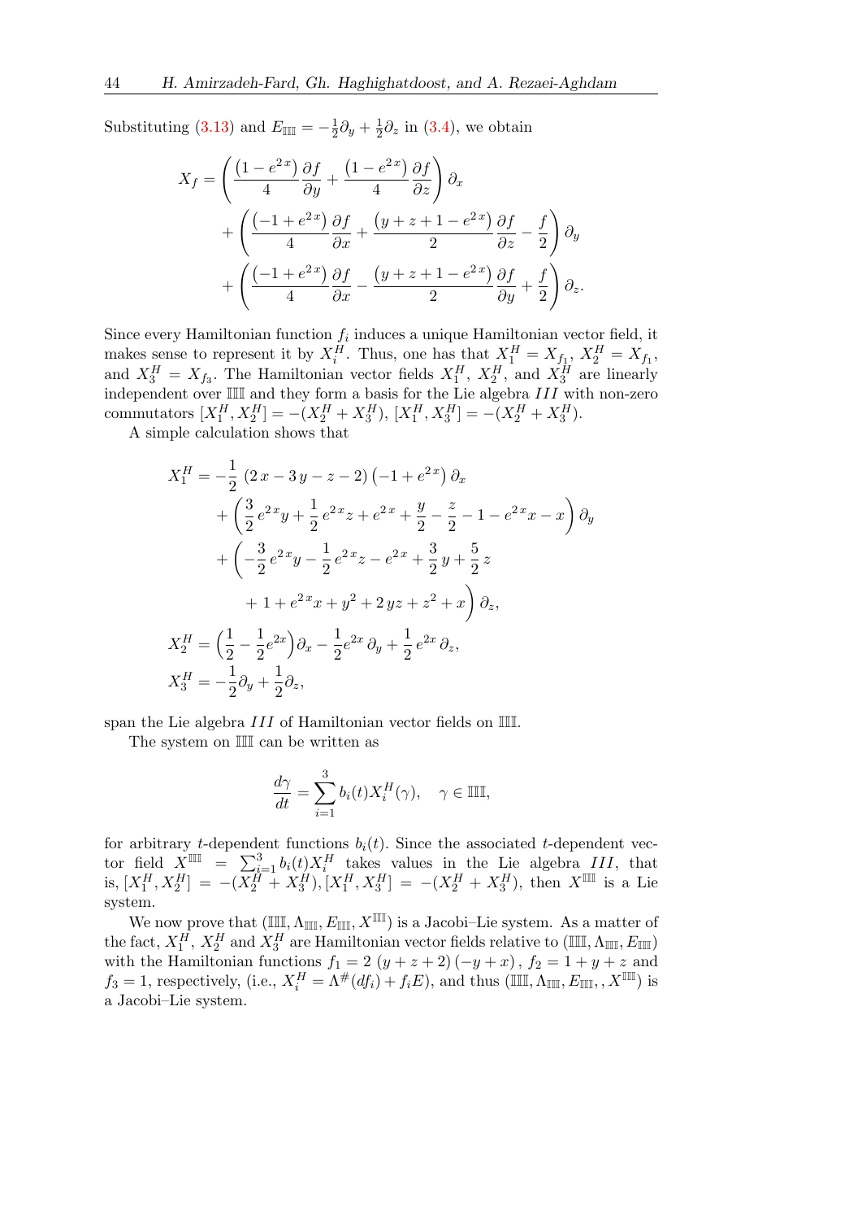Substituting (3.13) and $E_{\mathbb{IIII}} = -\frac{1}{2}\partial_y + \frac{1}{2}\partial_z$ in (3.4), we obtain

$$
\begin{aligned}
X_f = & \left( \frac{\left(1-e^{2\,x}\right)}{4}\frac{\partial f}{\partial y} + \frac{\left(1-e^{2\,x}\right)}{4}\frac{\partial f}{\partial z} \right)\partial_x \\
& + \left( \frac{\left(-1+e^{2\,x}\right)}{4}\frac{\partial f}{\partial x} + \frac{\left(y+z+1-e^{2\,x}\right)}{2}\frac{\partial f}{\partial z} - \frac{f}{2} \right)\partial_y \\
& + \left( \frac{\left(-1+e^{2\,x}\right)}{4}\frac{\partial f}{\partial x} - \frac{\left(y+z+1-e^{2\,x}\right)}{2}\frac{\partial f}{\partial y} + \frac{f}{2} \right)\partial_z.
\end{aligned}
$$

Since every Hamiltonian function $f_i$ induces a unique Hamiltonian vector field, it makes sense to represent it by $X_i^H$. Thus, one has that $X_1^H = X_{f_1}$, $X_2^H = X_{f_1}$, and $X_3^H = X_{f_3}$. The Hamiltonian vector fields $X_1^H$, $X_2^H$, and $X_3^H$ are linearly independent over $\mathbb{IIII}$ and they form a basis for the Lie algebra $III$ with non-zero commutators $[X_1^H, X_2^H] = -(X_2^H + X_3^H)$, $[X_1^H, X_3^H] = -(X_2^H + X_3^H)$.

A simple calculation shows that

$$
\begin{aligned}
X_1^H = & -\frac{1}{2}\left(2\,x-3\,y-z-2\right)\left(-1+e^{2\,x}\right)\partial_x \\
& + \left( \frac{3}{2}\,e^{2\,x}y + \frac{1}{2}\,e^{2\,x}z + e^{2\,x} + \frac{y}{2} - \frac{z}{2} - 1 - e^{2\,x}x - x \right)\partial_y \\
& + \Big( -\frac{3}{2}\,e^{2\,x}y - \frac{1}{2}\,e^{2\,x}z - e^{2\,x} + \frac{3}{2}\,y + \frac{5}{2}\,z \\
& \qquad + 1 + e^{2\,x}x + y^2 + 2\,yz + z^2 + x \Big)\partial_z, \\
X_2^H = & \left(\frac{1}{2} - \frac{1}{2}e^{2x}\right)\partial_x - \frac{1}{2}e^{2x}\,\partial_y + \frac{1}{2}\,e^{2x}\,\partial_z, \\
X_3^H = & -\frac{1}{2}\partial_y + \frac{1}{2}\partial_z,
\end{aligned}
$$

span the Lie algebra $III$ of Hamiltonian vector fields on $\mathbb{IIII}$.

The system on $\mathbb{IIII}$ can be written as

$$
\frac{d\gamma}{dt} = \sum_{i=1}^{3} b_i(t) X_i^H(\gamma), \quad \gamma \in \mathbb{IIII},
$$

for arbitrary $t$-dependent functions $b_i(t)$. Since the associated $t$-dependent vector field $X^{\mathbb{IIII}} = \sum_{i=1}^{3} b_i(t) X_i^H$ takes values in the Lie algebra $III$, that is, $[X_1^H, X_2^H] = -(X_2^H + X_3^H), [X_1^H, X_3^H] = -(X_2^H + X_3^H)$, then $X^{\mathbb{IIII}}$ is a Lie system.

We now prove that $(\mathbb{IIII}, \Lambda_{\mathbb{IIII}}, E_{\mathbb{IIII}}, X^{\mathbb{IIII}})$ is a Jacobi–Lie system. As a matter of the fact, $X_1^H$, $X_2^H$ and $X_3^H$ are Hamiltonian vector fields relative to $(\mathbb{IIII}, \Lambda_{\mathbb{IIII}}, E_{\mathbb{IIII}})$ with the Hamiltonian functions $f_1 = 2\,(y+z+2)\,(-y+x)$, $f_2 = 1+y+z$ and $f_3 = 1$, respectively, (i.e., $X_i^H = \Lambda^{\#}(df_i) + f_i E$), and thus $(\mathbb{IIII}, \Lambda_{\mathbb{IIII}}, E_{\mathbb{IIII}}, , X^{\mathbb{IIII}})$ is a Jacobi–Lie system.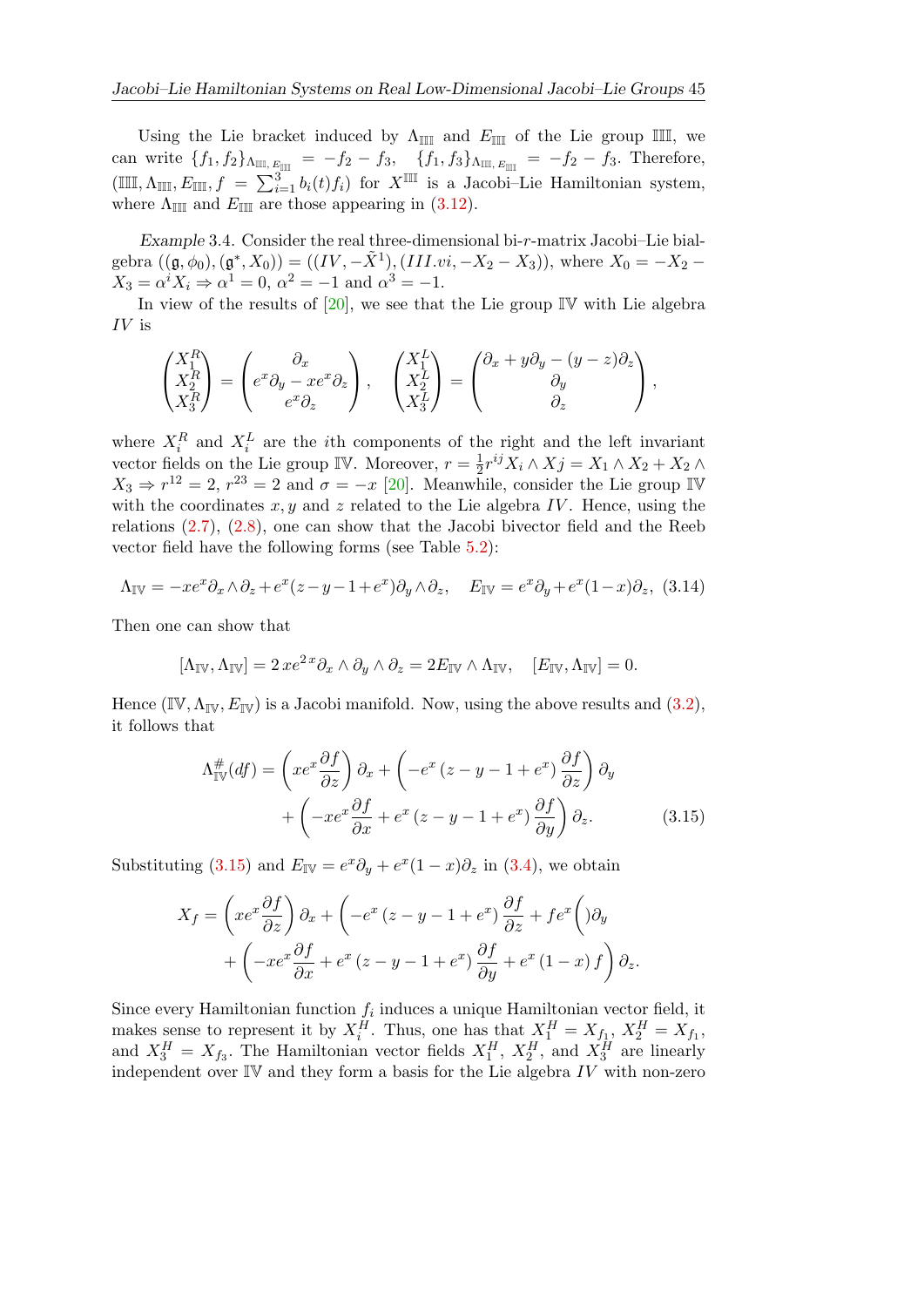Using the Lie bracket induced by $\Lambda_{\mathbb{III}}$ and $E_{\mathbb{III}}$ of the Lie group $\mathbb{III}$, we can write $\{f_1, f_2\}_{\Lambda_{\mathbb{III}}, E_{\mathbb{III}}} = -f_2 - f_3$, $\{f_1, f_3\}_{\Lambda_{\mathbb{III}}, E_{\mathbb{III}}} = -f_2 - f_3$. Therefore, $(\mathbb{III}, \Lambda_{\mathbb{III}}, E_{\mathbb{III}}, f = \sum_{i=1}^{3} b_i(t) f_i)$ for $X^{\mathbb{III}}$ is a Jacobi–Lie Hamiltonian system, where $\Lambda_{\mathbb{III}}$ and $E_{\mathbb{III}}$ are those appearing in (3.12).

*Example* 3.4. Consider the real three-dimensional bi-$r$-matrix Jacobi–Lie bialgebra $((\mathfrak{g}, \phi_0), (\mathfrak{g}^*, X_0)) = ((IV, -\tilde{X}^1), (III.vi, -X_2 - X_3))$, where $X_0 = -X_2 - X_3 = \alpha^i X_i \Rightarrow \alpha^1 = 0$, $\alpha^2 = -1$ and $\alpha^3 = -1$.

In view of the results of [20], we see that the Lie group $\mathbb{IV}$ with Lie algebra $IV$ is

$$
\begin{pmatrix} X_1^R \\ X_2^R \\ X_3^R \end{pmatrix} = \begin{pmatrix} \partial_x \\ e^x \partial_y - x e^x \partial_z \\ e^x \partial_z \end{pmatrix}, \quad \begin{pmatrix} X_1^L \\ X_2^L \\ X_3^L \end{pmatrix} = \begin{pmatrix} \partial_x + y \partial_y - (y - z) \partial_z \\ \partial_y \\ \partial_z \end{pmatrix},
$$

where $X_i^R$ and $X_i^L$ are the $i$th components of the right and the left invariant vector fields on the Lie group $\mathbb{IV}$. Moreover, $r = \frac{1}{2} r^{ij} X_i \wedge X j = X_1 \wedge X_2 + X_2 \wedge X_3 \Rightarrow r^{12} = 2$, $r^{23} = 2$ and $\sigma = -x$ [20]. Meanwhile, consider the Lie group $\mathbb{IV}$ with the coordinates $x, y$ and $z$ related to the Lie algebra $IV$. Hence, using the relations (2.7), (2.8), one can show that the Jacobi bivector field and the Reeb vector field have the following forms (see Table 5.2):

$$
\Lambda_{\mathbb{IV}} = -x e^x \partial_x \wedge \partial_z + e^x (z - y - 1 + e^x) \partial_y \wedge \partial_z, \quad E_{\mathbb{IV}} = e^x \partial_y + e^x (1 - x) \partial_z, \tag{3.14}
$$

Then one can show that

$$
[\Lambda_{\mathbb{IV}}, \Lambda_{\mathbb{IV}}] = 2\, x e^{2x} \partial_x \wedge \partial_y \wedge \partial_z = 2 E_{\mathbb{IV}} \wedge \Lambda_{\mathbb{IV}}, \quad [E_{\mathbb{IV}}, \Lambda_{\mathbb{IV}}] = 0.
$$

Hence $(\mathbb{IV}, \Lambda_{\mathbb{IV}}, E_{\mathbb{IV}})$ is a Jacobi manifold. Now, using the above results and (3.2), it follows that

$$
\begin{aligned}
\Lambda_{\mathbb{IV}}^{\#}(df) = \left( x e^x \frac{\partial f}{\partial z} \right) \partial_x + \left( -e^x \left( z - y - 1 + e^x \right) \frac{\partial f}{\partial z} \right) \partial_y \\
+ \left( -x e^x \frac{\partial f}{\partial x} + e^x \left( z - y - 1 + e^x \right) \frac{\partial f}{\partial y} \right) \partial_z.
\end{aligned} \tag{3.15}
$$

Substituting (3.15) and $E_{\mathbb{IV}} = e^x \partial_y + e^x (1 - x) \partial_z$ in (3.4), we obtain

$$
\begin{aligned}
X_f = \left( x e^x \frac{\partial f}{\partial z} \right) \partial_x + \left( -e^x \left( z - y - 1 + e^x \right) \frac{\partial f}{\partial z} + f e^x \Big( \right) \partial_y \\
+ \left( -x e^x \frac{\partial f}{\partial x} + e^x \left( z - y - 1 + e^x \right) \frac{\partial f}{\partial y} + e^x (1 - x) f \right) \partial_z.
\end{aligned}
$$

Since every Hamiltonian function $f_i$ induces a unique Hamiltonian vector field, it makes sense to represent it by $X_i^H$. Thus, one has that $X_1^H = X_{f_1}$, $X_2^H = X_{f_1}$, and $X_3^H = X_{f_3}$. The Hamiltonian vector fields $X_1^H$, $X_2^H$, and $X_3^H$ are linearly independent over $\mathbb{IV}$ and they form a basis for the Lie algebra $IV$ with non-zero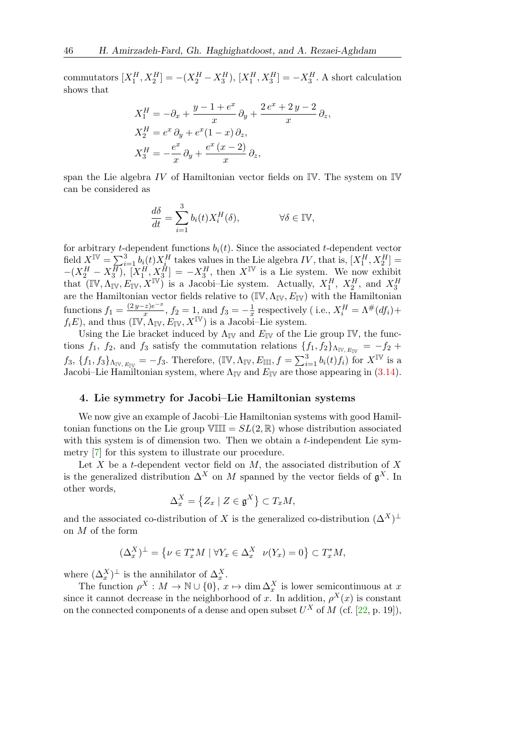commutators $[X_1^H, X_2^H] = -(X_2^H - X_3^H)$, $[X_1^H, X_3^H] = -X_3^H$. A short calculation shows that

$$
\begin{aligned}
X_1^H &= -\partial_x + \frac{y-1+e^x}{x}\,\partial_y + \frac{2\,e^x+2\,y-2}{x}\,\partial_z,\\
X_2^H &= e^x\,\partial_y + e^x(1-x)\,\partial_z,\\
X_3^H &= -\frac{e^x}{x}\,\partial_y + \frac{e^x\,(x-2)}{x}\,\partial_z,
\end{aligned}
$$

span the Lie algebra $IV$ of Hamiltonian vector fields on $\mathbb{IV}$. The system on $\mathbb{IV}$ can be considered as

$$
\frac{d\delta}{dt} = \sum_{i=1}^{3} b_i(t) X_i^H(\delta), \qquad\qquad \forall \delta \in \mathbb{IV},
$$

for arbitrary $t$-dependent functions $b_i(t)$. Since the associated $t$-dependent vector field $X^{\mathbb{IV}} = \sum_{i=1}^{3} b_i(t) X_i^H$ takes values in the Lie algebra $IV$, that is, $[X_1^H, X_2^H] = -(X_2^H - X_3^H)$, $[X_1^H, X_3^H] = -X_3^H$, then $X^{\mathbb{IV}}$ is a Lie system. We now exhibit that $(\mathbb{IV}, \Lambda_{\mathbb{IV}}, E_{\mathbb{IV}}, X^{\mathbb{IV}})$ is a Jacobi–Lie system. Actually, $X_1^H$, $X_2^H$, and $X_3^H$ are the Hamiltonian vector fields relative to $(\mathbb{IV}, \Lambda_{\mathbb{IV}}, E_{\mathbb{IV}})$ with the Hamiltonian functions $f_1 = \frac{(2\,y-z)e^{-x}}{x}$, $f_2 = 1$, and $f_3 = -\frac{1}{x}$ respectively ( i.e., $X_i^H = \Lambda^{\#}(df_i) + f_i E$), and thus $(\mathbb{IV}, \Lambda_{\mathbb{IV}}, E_{\mathbb{IV}}, X^{\mathbb{IV}})$ is a Jacobi–Lie system.

Using the Lie bracket induced by $\Lambda_{\mathbb{IV}}$ and $E_{\mathbb{IV}}$ of the Lie group $\mathbb{IV}$, the functions $f_1$, $f_2$, and $f_3$ satisfy the commutation relations $\{f_1, f_2\}_{\Lambda_{\mathbb{IV}},\, E_{\mathbb{IV}}} = -f_2 + f_3$, $\{f_1, f_3\}_{\Lambda_{\mathbb{IV}},\, E_{\mathbb{IV}}} = -f_3$. Therefore, $(\mathbb{IV}, \Lambda_{\mathbb{IV}}, E_{\mathbb{III}}, f = \sum_{i=1}^{3} b_i(t) f_i)$ for $X^{\mathbb{IV}}$ is a Jacobi–Lie Hamiltonian system, where $\Lambda_{\mathbb{IV}}$ and $E_{\mathbb{IV}}$ are those appearing in (3.14).

## 4. Lie symmetry for Jacobi–Lie Hamiltonian systems

We now give an example of Jacobi–Lie Hamiltonian systems with good Hamiltonian functions on the Lie group $\mathbb{VIII} = SL(2, \mathbb{R})$ whose distribution associated with this system is of dimension two. Then we obtain a $t$-independent Lie symmetry [7] for this system to illustrate our procedure.

Let $X$ be a $t$-dependent vector field on $M$, the associated distribution of $X$ is the generalized distribution $\Delta^X$ on $M$ spanned by the vector fields of $\mathfrak{g}^X$. In other words,

$$
\Delta_x^X = \left\{ Z_x \mid Z \in \mathfrak{g}^X \right\} \subset T_x M,
$$

and the associated co-distribution of $X$ is the generalized co-distribution $(\Delta^X)^{\perp}$ on $M$ of the form

$$
(\Delta_x^X)^{\perp} = \left\{ \nu \in T_x^* M \mid \forall Y_x \in \Delta_x^X \;\; \nu(Y_x) = 0 \right\} \subset T_x^* M,
$$

where $(\Delta_x^X)^{\perp}$ is the annihilator of $\Delta_x^X$.

The function $\rho^X : M \to \mathbb{N} \cup \{0\}$, $x \mapsto \dim \Delta_x^X$ is lower semicontinuous at $x$ since it cannot decrease in the neighborhood of $x$. In addition, $\rho^X(x)$ is constant on the connected components of a dense and open subset $U^X$ of $M$ (cf. [22, p. 19]),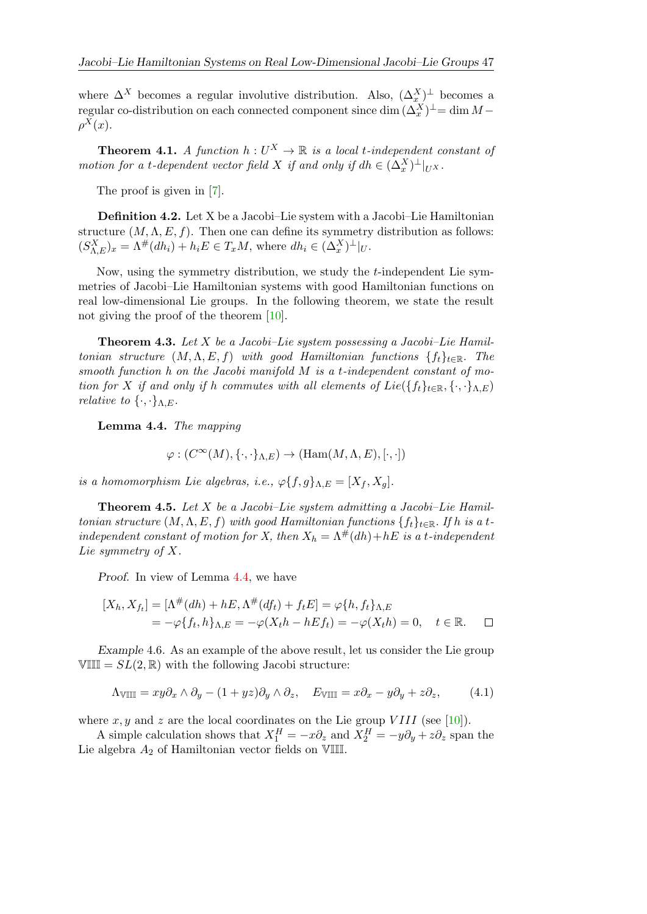where $\Delta^X$ becomes a regular involutive distribution. Also, $(\Delta^X_x)^\perp$ becomes a regular co-distribution on each connected component since $\dim(\Delta^X_x)^\perp = \dim M - \rho^X(x)$.

**Theorem 4.1.** *A function $h : U^X \to \mathbb{R}$ is a local t-independent constant of motion for a t-dependent vector field $X$ if and only if $dh \in (\Delta^X_x)^\perp|_{U^X}$.*

The proof is given in [7].

**Definition 4.2.** Let X be a Jacobi–Lie system with a Jacobi–Lie Hamiltonian structure $(M, \Lambda, E, f)$. Then one can define its symmetry distribution as follows: $(S^X_{\Lambda,E})_x = \Lambda^\#(dh_i) + h_i E \in T_x M$, where $dh_i \in (\Delta^X_x)^\perp|_U$.

Now, using the symmetry distribution, we study the $t$-independent Lie symmetries of Jacobi–Lie Hamiltonian systems with good Hamiltonian functions on real low-dimensional Lie groups. In the following theorem, we state the result not giving the proof of the theorem [10].

**Theorem 4.3.** *Let $X$ be a Jacobi–Lie system possessing a Jacobi–Lie Hamiltonian structure $(M, \Lambda, E, f)$ with good Hamiltonian functions $\{f_t\}_{t\in\mathbb{R}}$. The smooth function $h$ on the Jacobi manifold $M$ is a t-independent constant of motion for $X$ if and only if $h$ commutes with all elements of $Lie(\{f_t\}_{t\in\mathbb{R}}, \{\cdot,\cdot\}_{\Lambda,E})$ relative to $\{\cdot,\cdot\}_{\Lambda,E}$.*

**Lemma 4.4.** *The mapping*

$$\varphi : (C^\infty(M), \{\cdot,\cdot\}_{\Lambda,E}) \to (\mathrm{Ham}(M, \Lambda, E), [\cdot,\cdot])$$

*is a homomorphism Lie algebras, i.e., $\varphi\{f, g\}_{\Lambda,E} = [X_f, X_g]$.*

**Theorem 4.5.** *Let $X$ be a Jacobi–Lie system admitting a Jacobi–Lie Hamiltonian structure $(M, \Lambda, E, f)$ with good Hamiltonian functions $\{f_t\}_{t\in\mathbb{R}}$. If $h$ is a t-independent constant of motion for X, then $X_h = \Lambda^\#(dh) + hE$ is a t-independent Lie symmetry of X.*

*Proof.* In view of Lemma 4.4, we have

$$\begin{aligned}
[X_h, X_{f_t}] &= [\Lambda^\#(dh) + hE, \Lambda^\#(df_t) + f_t E] = \varphi\{h, f_t\}_{\Lambda,E} \\
&= -\varphi\{f_t, h\}_{\Lambda,E} = -\varphi(X_t h - hEf_t) = -\varphi(X_t h) = 0, \quad t \in \mathbb{R}. \qquad \square
\end{aligned}$$

*Example* 4.6. As an example of the above result, let us consider the Lie group $\mathbb{VIII} = SL(2,\mathbb{R})$ with the following Jacobi structure:

$$\Lambda_{\mathbb{VIII}} = xy\partial_x \wedge \partial_y - (1 + yz)\partial_y \wedge \partial_z, \quad E_{\mathbb{VIII}} = x\partial_x - y\partial_y + z\partial_z, \tag{4.1}$$

where $x, y$ and $z$ are the local coordinates on the Lie group $VIII$ (see [10]).

A simple calculation shows that $X^H_1 = -x\partial_z$ and $X^H_2 = -y\partial_y + z\partial_z$ span the Lie algebra $A_2$ of Hamiltonian vector fields on $\mathbb{VIII}$.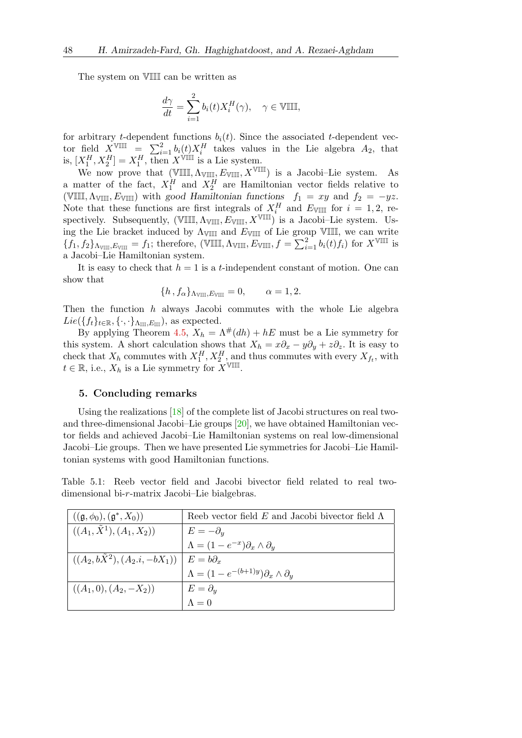The system on $\mathbb{VIII}$ can be written as

$$\frac{d\gamma}{dt} = \sum_{i=1}^{2} b_i(t) X_i^H(\gamma), \quad \gamma \in \mathbb{VIII},$$

for arbitrary $t$-dependent functions $b_i(t)$. Since the associated $t$-dependent vector field $X^{\mathbb{VIII}} = \sum_{i=1}^{2} b_i(t) X_i^H$ takes values in the Lie algebra $A_2$, that is, $[X_1^H, X_2^H] = X_1^H$, then $X^{\mathbb{VIII}}$ is a Lie system.

We now prove that $(\mathbb{VIII}, \Lambda_{\mathbb{VIII}}, E_{\mathbb{VIII}}, X^{\mathbb{VIII}})$ is a Jacobi–Lie system. As a matter of the fact, $X_1^H$ and $X_2^H$ are Hamiltonian vector fields relative to $(\mathbb{VIII}, \Lambda_{\mathbb{VIII}}, E_{\mathbb{VIII}})$ with *good Hamiltonian functions* $f_1 = xy$ and $f_2 = -yz$. Note that these functions are first integrals of $X_i^H$ and $E_{\mathbb{VIII}}$ for $i = 1, 2$, respectively. Subsequently, $(\mathbb{VIII}, \Lambda_{\mathbb{VIII}}, E_{\mathbb{VIII}}, X^{\mathbb{VIII}})$ is a Jacobi–Lie system. Using the Lie bracket induced by $\Lambda_{\mathbb{VIII}}$ and $E_{\mathbb{VIII}}$ of Lie group $\mathbb{VIII}$, we can write $\{f_1, f_2\}_{\Lambda_{\mathbb{VIII}}, E_{\mathbb{VIII}}} = f_1$; therefore, $(\mathbb{VIII}, \Lambda_{\mathbb{VIII}}, E_{\mathbb{VIII}}, f = \sum_{i=1}^{2} b_i(t) f_i)$ for $X^{\mathbb{VIII}}$ is a Jacobi–Lie Hamiltonian system.

It is easy to check that $h = 1$ is a $t$-independent constant of motion. One can show that

$$\{h\,, f_\alpha\}_{\Lambda_{\mathbb{VIII}}, E_{\mathbb{VIII}}} = 0, \qquad \alpha = 1, 2.$$

Then the function $h$ always Jacobi commutes with the whole Lie algebra $Lie(\{f_t\}_{t\in\mathbb{R}}, \{\cdot,\cdot\}_{\Lambda_{\mathbb{III}}, E_{\mathbb{III}}})$, as expected.

By applying Theorem 4.5, $X_h = \Lambda^\#(dh) + hE$ must be a Lie symmetry for this system. A short calculation shows that $X_h = x\partial_x - y\partial_y + z\partial_z$. It is easy to check that $X_h$ commutes with $X_1^H, X_2^H$, and thus commutes with every $X_{f_t}$, with $t \in \mathbb{R}$, i.e., $X_h$ is a Lie symmetry for $X^{\mathbb{VIII}}$.

## 5. Concluding remarks

Using the realizations [18] of the complete list of Jacobi structures on real two- and three-dimensional Jacobi–Lie groups [20], we have obtained Hamiltonian vector fields and achieved Jacobi–Lie Hamiltonian systems on real low-dimensional Jacobi–Lie groups. Then we have presented Lie symmetries for Jacobi–Lie Hamiltonian systems with good Hamiltonian functions.

Table 5.1: Reeb vector field and Jacobi bivector field related to real two-dimensional bi-$r$-matrix Jacobi–Lie bialgebras.

| $((\mathfrak{g}, \phi_0), (\mathfrak{g}^*, X_0))$ | Reeb vector field $E$ and Jacobi bivector field $\Lambda$ |
|---|---|
| $((A_1, \tilde{X}^1), (A_1, X_2))$ | $E = -\partial_y$ |
| | $\Lambda = (1 - e^{-x})\partial_x \wedge \partial_y$ |
| $((A_2, b\tilde{X}^2), (A_2.i, -bX_1))$ | $E = b\partial_x$ |
| | $\Lambda = (1 - e^{-(b+1)y})\partial_x \wedge \partial_y$ |
| $((A_1, 0), (A_2, -X_2))$ | $E = \partial_y$ |
| | $\Lambda = 0$ |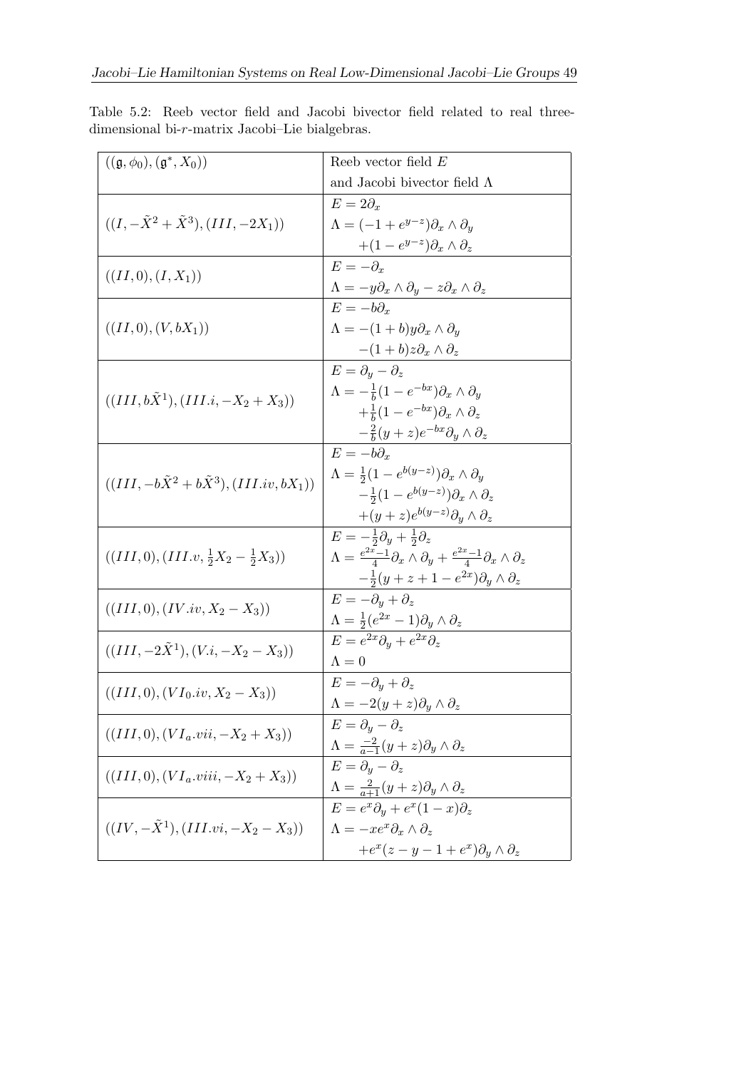Table 5.2: Reeb vector field and Jacobi bivector field related to real three-dimensional bi-$r$-matrix Jacobi–Lie bialgebras.

| $((\mathfrak{g},\phi_0),(\mathfrak{g}^*,X_0))$ | Reeb vector field $E$ and Jacobi bivector field $\Lambda$ |
|---|---|
| $((I,-\tilde{X}^2+\tilde{X}^3),(III,-2X_1))$ | $E=2\partial_x$ <br> $\Lambda=(-1+e^{y-z})\partial_x\wedge\partial_y$ $+(1-e^{y-z})\partial_x\wedge\partial_z$ |
| $((II,0),(I,X_1))$ | $E=-\partial_x$ <br> $\Lambda=-y\partial_x\wedge\partial_y-z\partial_x\wedge\partial_z$ |
| $((II,0),(V,bX_1))$ | $E=-b\partial_x$ <br> $\Lambda=-(1+b)y\partial_x\wedge\partial_y$ $-(1+b)z\partial_x\wedge\partial_z$ |
| $((III,b\tilde{X}^1),(III.i,-X_2+X_3))$ | $E=\partial_y-\partial_z$ <br> $\Lambda=-\frac{1}{b}(1-e^{-bx})\partial_x\wedge\partial_y$ $+\frac{1}{b}(1-e^{-bx})\partial_x\wedge\partial_z$ $-\frac{2}{b}(y+z)e^{-bx}\partial_y\wedge\partial_z$ |
| $((III,-b\tilde{X}^2+b\tilde{X}^3),(III.iv,bX_1))$ | $E=-b\partial_x$ <br> $\Lambda=\frac{1}{2}(1-e^{b(y-z)})\partial_x\wedge\partial_y$ $-\frac{1}{2}(1-e^{b(y-z)})\partial_x\wedge\partial_z$ $+(y+z)e^{b(y-z)}\partial_y\wedge\partial_z$ |
| $((III,0),(III.v,\frac{1}{2}X_2-\frac{1}{2}X_3))$ | $E=-\frac{1}{2}\partial_y+\frac{1}{2}\partial_z$ <br> $\Lambda=\frac{e^{2x}-1}{4}\partial_x\wedge\partial_y+\frac{e^{2x}-1}{4}\partial_x\wedge\partial_z$ $-\frac{1}{2}(y+z+1-e^{2x})\partial_y\wedge\partial_z$ |
| $((III,0),(IV.iv,X_2-X_3))$ | $E=-\partial_y+\partial_z$ <br> $\Lambda=\frac{1}{2}(e^{2x}-1)\partial_y\wedge\partial_z$ |
| $((III,-2\tilde{X}^1),(V.i,-X_2-X_3))$ | $E=e^{2x}\partial_y+e^{2x}\partial_z$ <br> $\Lambda=0$ |
| $((III,0),(VI_0.iv,X_2-X_3))$ | $E=-\partial_y+\partial_z$ <br> $\Lambda=-2(y+z)\partial_y\wedge\partial_z$ |
| $((III,0),(VI_a.vii,-X_2+X_3))$ | $E=\partial_y-\partial_z$ <br> $\Lambda=\frac{-2}{a-1}(y+z)\partial_y\wedge\partial_z$ |
| $((III,0),(VI_a.viii,-X_2+X_3))$ | $E=\partial_y-\partial_z$ <br> $\Lambda=\frac{2}{a+1}(y+z)\partial_y\wedge\partial_z$ |
| $((IV,-\tilde{X}^1),(III.vi,-X_2-X_3))$ | $E=e^x\partial_y+e^x(1-x)\partial_z$ <br> $\Lambda=-xe^x\partial_x\wedge\partial_z$ $+e^x(z-y-1+e^x)\partial_y\wedge\partial_z$ |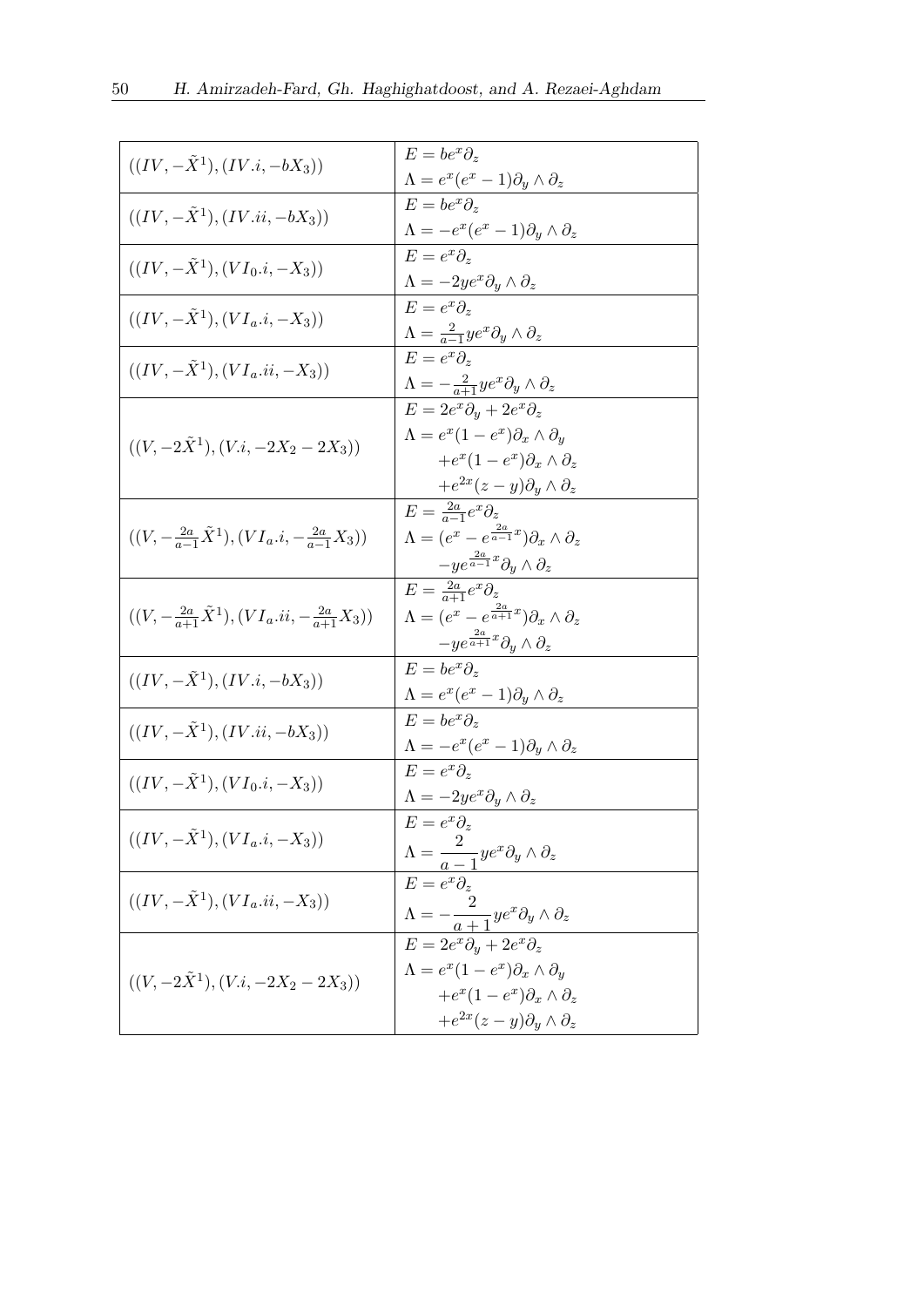| | |
|---|---|
| $((IV, -\tilde{X}^1), (IV.i, -bX_3))$ | $E = be^x\partial_z$ <br> $\Lambda = e^x(e^x - 1)\partial_y \wedge \partial_z$ |
| $((IV, -\tilde{X}^1), (IV.ii, -bX_3))$ | $E = be^x\partial_z$ <br> $\Lambda = -e^x(e^x - 1)\partial_y \wedge \partial_z$ |
| $((IV, -\tilde{X}^1), (VI_0.i, -X_3))$ | $E = e^x\partial_z$ <br> $\Lambda = -2ye^x\partial_y \wedge \partial_z$ |
| $((IV, -\tilde{X}^1), (VI_a.i, -X_3))$ | $E = e^x\partial_z$ <br> $\Lambda = \frac{2}{a-1}ye^x\partial_y \wedge \partial_z$ |
| $((IV, -\tilde{X}^1), (VI_a.ii, -X_3))$ | $E = e^x\partial_z$ <br> $\Lambda = -\frac{2}{a+1}ye^x\partial_y \wedge \partial_z$ |
| $((V, -2\tilde{X}^1), (V.i, -2X_2 - 2X_3))$ | $E = 2e^x\partial_y + 2e^x\partial_z$ <br> $\Lambda = e^x(1 - e^x)\partial_x \wedge \partial_y$ <br> $+e^x(1 - e^x)\partial_x \wedge \partial_z$ <br> $+e^{2x}(z - y)\partial_y \wedge \partial_z$ |
| $((V, -\frac{2a}{a-1}\tilde{X}^1), (VI_a.i, -\frac{2a}{a-1}X_3))$ | $E = \frac{2a}{a-1}e^x\partial_z$ <br> $\Lambda = (e^x - e^{\frac{2a}{a-1}x})\partial_x \wedge \partial_z$ <br> $-ye^{\frac{2a}{a-1}x}\partial_y \wedge \partial_z$ |
| $((V, -\frac{2a}{a+1}\tilde{X}^1), (VI_a.ii, -\frac{2a}{a+1}X_3))$ | $E = \frac{2a}{a+1}e^x\partial_z$ <br> $\Lambda = (e^x - e^{\frac{2a}{a+1}x})\partial_x \wedge \partial_z$ <br> $-ye^{\frac{2a}{a+1}x}\partial_y \wedge \partial_z$ |
| $((IV, -\tilde{X}^1), (IV.i, -bX_3))$ | $E = be^x\partial_z$ <br> $\Lambda = e^x(e^x - 1)\partial_y \wedge \partial_z$ |
| $((IV, -\tilde{X}^1), (IV.ii, -bX_3))$ | $E = be^x\partial_z$ <br> $\Lambda = -e^x(e^x - 1)\partial_y \wedge \partial_z$ |
| $((IV, -\tilde{X}^1), (VI_0.i, -X_3))$ | $E = e^x\partial_z$ <br> $\Lambda = -2ye^x\partial_y \wedge \partial_z$ |
| $((IV, -\tilde{X}^1), (VI_a.i, -X_3))$ | $E = e^x\partial_z$ <br> $\Lambda = \dfrac{2}{a-1}ye^x\partial_y \wedge \partial_z$ |
| $((IV, -\tilde{X}^1), (VI_a.ii, -X_3))$ | $E = e^x\partial_z$ <br> $\Lambda = -\dfrac{2}{a+1}ye^x\partial_y \wedge \partial_z$ |
| $((V, -2\tilde{X}^1), (V.i, -2X_2 - 2X_3))$ | $E = 2e^x\partial_y + 2e^x\partial_z$ <br> $\Lambda = e^x(1 - e^x)\partial_x \wedge \partial_y$ <br> $+e^x(1 - e^x)\partial_x \wedge \partial_z$ <br> $+e^{2x}(z - y)\partial_y \wedge \partial_z$ |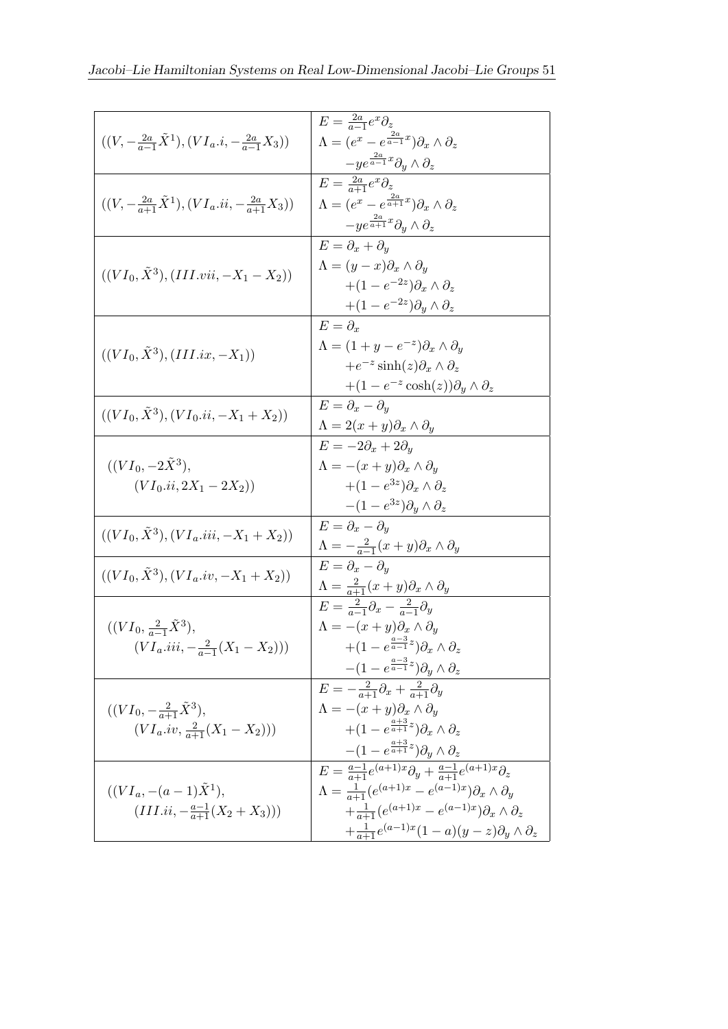| | |
|---|---|
| $((V, -\frac{2a}{a-1}\tilde{X}^1), (VI_a.i, -\frac{2a}{a-1}X_3))$ | $E = \frac{2a}{a-1}e^x\partial_z$ <br> $\Lambda = (e^x - e^{\frac{2a}{a-1}x})\partial_x \wedge \partial_z$ <br> $-ye^{\frac{2a}{a-1}x}\partial_y \wedge \partial_z$ |
| $((V, -\frac{2a}{a+1}\tilde{X}^1), (VI_a.ii, -\frac{2a}{a+1}X_3))$ | $E = \frac{2a}{a+1}e^x\partial_z$ <br> $\Lambda = (e^x - e^{\frac{2a}{a+1}x})\partial_x \wedge \partial_z$ <br> $-ye^{\frac{2a}{a+1}x}\partial_y \wedge \partial_z$ |
| $((VI_0, \tilde{X}^3), (III.vii, -X_1 - X_2))$ | $E = \partial_x + \partial_y$ <br> $\Lambda = (y - x)\partial_x \wedge \partial_y$ <br> $+(1 - e^{-2z})\partial_x \wedge \partial_z$ <br> $+(1 - e^{-2z})\partial_y \wedge \partial_z$ |
| $((VI_0, \tilde{X}^3), (III.ix, -X_1))$ | $E = \partial_x$ <br> $\Lambda = (1 + y - e^{-z})\partial_x \wedge \partial_y$ <br> $+e^{-z}\sinh(z)\partial_x \wedge \partial_z$ <br> $+(1 - e^{-z}\cosh(z))\partial_y \wedge \partial_z$ |
| $((VI_0, \tilde{X}^3), (VI_0.ii, -X_1 + X_2))$ | $E = \partial_x - \partial_y$ <br> $\Lambda = 2(x + y)\partial_x \wedge \partial_y$ |
| $((VI_0, -2\tilde{X}^3),$ <br> $(VI_0.ii, 2X_1 - 2X_2))$ | $E = -2\partial_x + 2\partial_y$ <br> $\Lambda = -(x + y)\partial_x \wedge \partial_y$ <br> $+(1 - e^{3z})\partial_x \wedge \partial_z$ <br> $-(1 - e^{3z})\partial_y \wedge \partial_z$ |
| $((VI_0, \tilde{X}^3), (VI_a.iii, -X_1 + X_2))$ | $E = \partial_x - \partial_y$ <br> $\Lambda = -\frac{2}{a-1}(x + y)\partial_x \wedge \partial_y$ |
| $((VI_0, \tilde{X}^3), (VI_a.iv, -X_1 + X_2))$ | $E = \partial_x - \partial_y$ <br> $\Lambda = \frac{2}{a+1}(x + y)\partial_x \wedge \partial_y$ |
| $((VI_0, \frac{2}{a-1}\tilde{X}^3),$ <br> $(VI_a.iii, -\frac{2}{a-1}(X_1 - X_2)))$ | $E = \frac{2}{a-1}\partial_x - \frac{2}{a-1}\partial_y$ <br> $\Lambda = -(x + y)\partial_x \wedge \partial_y$ <br> $+(1 - e^{\frac{a-3}{a-1}z})\partial_x \wedge \partial_z$ <br> $-(1 - e^{\frac{a-3}{a-1}z})\partial_y \wedge \partial_z$ |
| $((VI_0, -\frac{2}{a+1}\tilde{X}^3),$ <br> $(VI_a.iv, \frac{2}{a+1}(X_1 - X_2)))$ | $E = -\frac{2}{a+1}\partial_x + \frac{2}{a+1}\partial_y$ <br> $\Lambda = -(x + y)\partial_x \wedge \partial_y$ <br> $+(1 - e^{\frac{a+3}{a+1}z})\partial_x \wedge \partial_z$ <br> $-(1 - e^{\frac{a+3}{a+1}z})\partial_y \wedge \partial_z$ |
| $((VI_a, -(a-1)\tilde{X}^1),$ <br> $(III.ii, -\frac{a-1}{a+1}(X_2 + X_3)))$ | $E = \frac{a-1}{a+1}e^{(a+1)x}\partial_y + \frac{a-1}{a+1}e^{(a+1)x}\partial_z$ <br> $\Lambda = \frac{1}{a+1}(e^{(a+1)x} - e^{(a-1)x})\partial_x \wedge \partial_y$ <br> $+\frac{1}{a+1}(e^{(a+1)x} - e^{(a-1)x})\partial_x \wedge \partial_z$ <br> $+\frac{1}{a+1}e^{(a-1)x}(1 - a)(y - z)\partial_y \wedge \partial_z$ |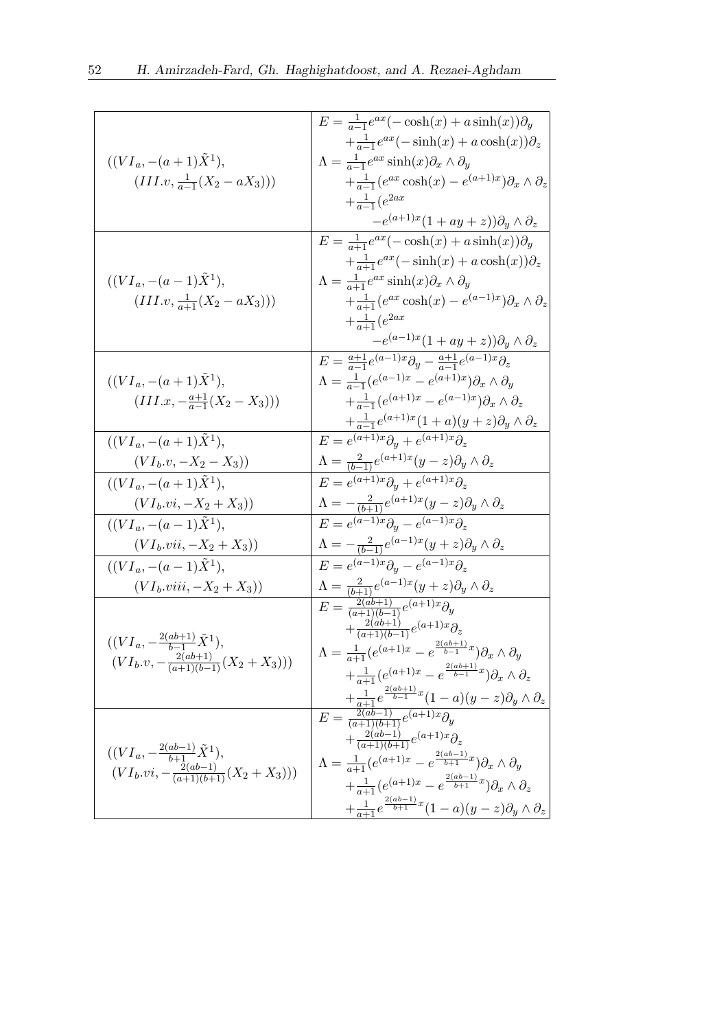| | |
|---|---|
| $((VI_a, -(a+1)\tilde{X}^1),$ $(III.v, \frac{1}{a-1}(X_2 - aX_3)))$ | $E = \frac{1}{a-1}e^{ax}(-\cosh(x) + a\sinh(x))\partial_y$ $+\frac{1}{a-1}e^{ax}(-\sinh(x) + a\cosh(x))\partial_z$ $\Lambda = \frac{1}{a-1}e^{ax}\sinh(x)\partial_x \wedge \partial_y$ $+\frac{1}{a-1}(e^{ax}\cosh(x) - e^{(a+1)x})\partial_x \wedge \partial_z$ $+\frac{1}{a-1}(e^{2ax}$ $-e^{(a+1)x}(1 + ay + z))\partial_y \wedge \partial_z$ |
| $((VI_a, -(a-1)\tilde{X}^1),$ $(III.v, \frac{1}{a+1}(X_2 - aX_3)))$ | $E = \frac{1}{a+1}e^{ax}(-\cosh(x) + a\sinh(x))\partial_y$ $+\frac{1}{a+1}e^{ax}(-\sinh(x) + a\cosh(x))\partial_z$ $\Lambda = \frac{1}{a+1}e^{ax}\sinh(x)\partial_x \wedge \partial_y$ $+\frac{1}{a+1}(e^{ax}\cosh(x) - e^{(a-1)x})\partial_x \wedge \partial_z$ $+\frac{1}{a+1}(e^{2ax}$ $-e^{(a-1)x}(1 + ay + z))\partial_y \wedge \partial_z$ |
| $((VI_a, -(a+1)\tilde{X}^1),$ $(III.x, -\frac{a+1}{a-1}(X_2 - X_3)))$ | $E = \frac{a+1}{a-1}e^{(a-1)x}\partial_y - \frac{a+1}{a-1}e^{(a-1)x}\partial_z$ $\Lambda = \frac{1}{a-1}(e^{(a-1)x} - e^{(a+1)x})\partial_x \wedge \partial_y$ $+\frac{1}{a-1}(e^{(a+1)x} - e^{(a-1)x})\partial_x \wedge \partial_z$ $+\frac{1}{a-1}e^{(a+1)x}(1 + a)(y + z)\partial_y \wedge \partial_z$ |
| $((VI_a, -(a+1)\tilde{X}^1),$ $(VI_b.v, -X_2 - X_3))$ | $E = e^{(a+1)x}\partial_y + e^{(a+1)x}\partial_z$ $\Lambda = \frac{2}{(b-1)}e^{(a+1)x}(y - z)\partial_y \wedge \partial_z$ |
| $((VI_a, -(a+1)\tilde{X}^1),$ $(VI_b.vi, -X_2 + X_3))$ | $E = e^{(a+1)x}\partial_y + e^{(a+1)x}\partial_z$ $\Lambda = -\frac{2}{(b+1)}e^{(a+1)x}(y - z)\partial_y \wedge \partial_z$ |
| $((VI_a, -(a-1)\tilde{X}^1),$ $(VI_b.vii, -X_2 + X_3))$ | $E = e^{(a-1)x}\partial_y - e^{(a-1)x}\partial_z$ $\Lambda = -\frac{2}{(b-1)}e^{(a-1)x}(y + z)\partial_y \wedge \partial_z$ |
| $((VI_a, -(a-1)\tilde{X}^1),$ $(VI_b.viii, -X_2 + X_3))$ | $E = e^{(a-1)x}\partial_y - e^{(a-1)x}\partial_z$ $\Lambda = \frac{2}{(b+1)}e^{(a-1)x}(y + z)\partial_y \wedge \partial_z$ |
| $((VI_a, -\frac{2(ab+1)}{b-1}\tilde{X}^1),$ $(VI_b.v, -\frac{2(ab+1)}{(a+1)(b-1)}(X_2 + X_3)))$ | $E = \frac{2(ab+1)}{(a+1)(b-1)}e^{(a+1)x}\partial_y$ $+\frac{2(ab+1)}{(a+1)(b-1)}e^{(a+1)x}\partial_z$ $\Lambda = \frac{1}{a+1}(e^{(a+1)x} - e^{\frac{2(ab+1)}{b-1}x})\partial_x \wedge \partial_y$ $+\frac{1}{a+1}(e^{(a+1)x} - e^{\frac{2(ab+1)}{b-1}x})\partial_x \wedge \partial_z$ $+\frac{1}{a+1}e^{\frac{2(ab+1)}{b-1}x}(1 - a)(y - z)\partial_y \wedge \partial_z$ |
| $((VI_a, -\frac{2(ab-1)}{b+1}\tilde{X}^1),$ $(VI_b.vi, -\frac{2(ab-1)}{(a+1)(b+1)}(X_2 + X_3)))$ | $E = \frac{2(ab-1)}{(a+1)(b+1)}e^{(a+1)x}\partial_y$ $+\frac{2(ab-1)}{(a+1)(b+1)}e^{(a+1)x}\partial_z$ $\Lambda = \frac{1}{a+1}(e^{(a+1)x} - e^{\frac{2(ab-1)}{b+1}x})\partial_x \wedge \partial_y$ $+\frac{1}{a+1}(e^{(a+1)x} - e^{\frac{2(ab-1)}{b+1}x})\partial_x \wedge \partial_z$ $+\frac{1}{a+1}e^{\frac{2(ab-1)}{b+1}x}(1 - a)(y - z)\partial_y \wedge \partial_z$ |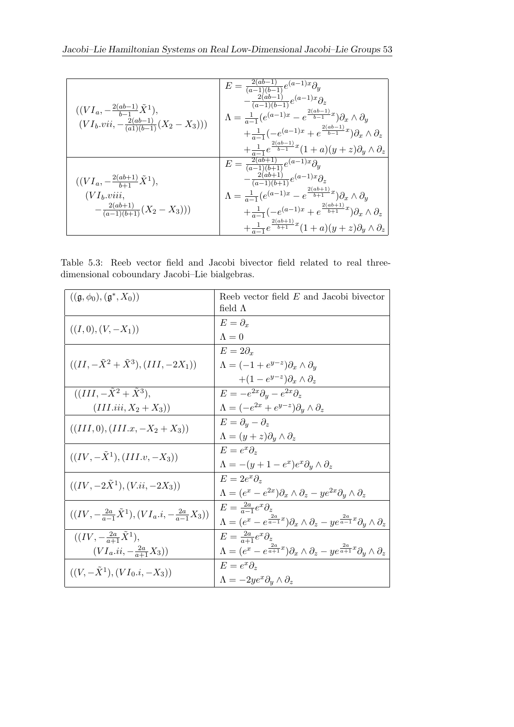| | |
|---|---|
| $((VI_a, -\frac{2(ab-1)}{b-1}\tilde{X}^1),$ $(VI_b.vii, -\frac{2(ab-1)}{(a1)(b-1)}(X_2 - X_3)))$ | $E = \frac{2(ab-1)}{(a-1)(b-1)}e^{(a-1)x}\partial_y$ $-\frac{2(ab-1)}{(a-1)(b-1)}e^{(a-1)x}\partial_z$ $\Lambda = \frac{1}{a-1}(e^{(a-1)x} - e^{\frac{2(ab-1)}{b-1}x})\partial_x \wedge \partial_y$ $+\frac{1}{a-1}(-e^{(a-1)x} + e^{\frac{2(ab-1)}{b-1}x})\partial_x \wedge \partial_z$ $+\frac{1}{a-1}e^{\frac{2(ab-1)}{b-1}x}(1+a)(y+z)\partial_y \wedge \partial_z$ |
| $((VI_a, -\frac{2(ab+1)}{b+1}\tilde{X}^1),$ $(VI_b.viii,$ $-\frac{2(ab+1)}{(a-1)(b+1)}(X_2 - X_3)))$ | $E = \frac{2(ab+1)}{(a-1)(b+1)}e^{(a-1)x}\partial_y$ $-\frac{2(ab+1)}{(a-1)(b+1)}e^{(a-1)x}\partial_z$ $\Lambda = \frac{1}{a-1}(e^{(a-1)x} - e^{\frac{2(ab+1)}{b+1}x})\partial_x \wedge \partial_y$ $+\frac{1}{a-1}(-e^{(a-1)x} + e^{\frac{2(ab+1)}{b+1}x})\partial_x \wedge \partial_z$ $+\frac{1}{a-1}e^{\frac{2(ab+1)}{b+1}x}(1+a)(y+z)\partial_y \wedge \partial_z$ |

Table 5.3: Reeb vector field and Jacobi bivector field related to real three-dimensional coboundary Jacobi–Lie bialgebras.

| $((\mathfrak{g}, \phi_0), (\mathfrak{g}^*, X_0))$ | Reeb vector field $E$ and Jacobi bivector field $\Lambda$ |
|---|---|
| $((I, 0), (V, -X_1))$ | $E = \partial_x$ $\Lambda = 0$ |
| $((II, -\tilde{X}^2 + \tilde{X}^3), (III, -2X_1))$ | $E = 2\partial_x$ $\Lambda = (-1 + e^{y-z})\partial_x \wedge \partial_y$ $+(1 - e^{y-z})\partial_x \wedge \partial_z$ |
| $((III, -\tilde{X}^2 + \tilde{X}^3),$ $(III.iii, X_2 + X_3))$ | $E = -e^{2x}\partial_y - e^{2x}\partial_z$ $\Lambda = (-e^{2x} + e^{y-z})\partial_y \wedge \partial_z$ |
| $((III, 0), (III.x, -X_2 + X_3))$ | $E = \partial_y - \partial_z$ $\Lambda = (y+z)\partial_y \wedge \partial_z$ |
| $((IV, -\tilde{X}^1), (III.v, -X_3))$ | $E = e^x\partial_z$ $\Lambda = -(y + 1 - e^x)e^x\partial_y \wedge \partial_z$ |
| $((IV, -2\tilde{X}^1), (V.ii, -2X_3))$ | $E = 2e^x\partial_z$ $\Lambda = (e^x - e^{2x})\partial_x \wedge \partial_z - ye^{2x}\partial_y \wedge \partial_z$ |
| $((IV, -\frac{2a}{a-1}\tilde{X}^1), (VI_a.i, -\frac{2a}{a-1}X_3))$ | $E = \frac{2a}{a-1}e^x\partial_z$ $\Lambda = (e^x - e^{\frac{2a}{a-1}x})\partial_x \wedge \partial_z - ye^{\frac{2a}{a-1}x}\partial_y \wedge \partial_z$ |
| $((IV, -\frac{2a}{a+1}\tilde{X}^1),$ $(VI_a.ii, -\frac{2a}{a+1}X_3))$ | $E = \frac{2a}{a+1}e^x\partial_z$ $\Lambda = (e^x - e^{\frac{2a}{a+1}x})\partial_x \wedge \partial_z - ye^{\frac{2a}{a+1}x}\partial_y \wedge \partial_z$ |
| $((V, -\tilde{X}^1), (VI_0.i, -X_3))$ | $E = e^x\partial_z$ $\Lambda = -2ye^x\partial_y \wedge \partial_z$ |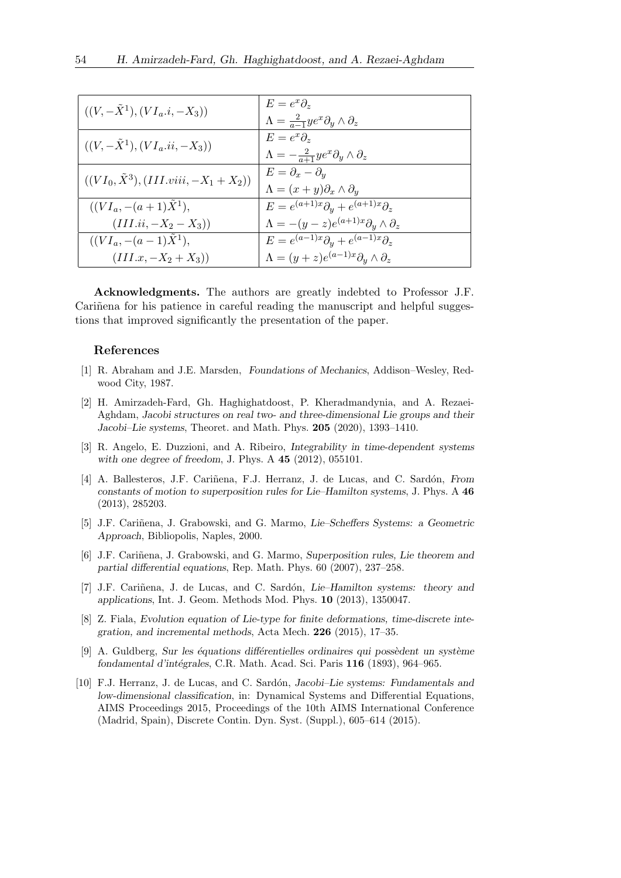| | |
|---|---|
| $((V, -\tilde{X}^1), (VI_a.i, -X_3))$ | $E = e^x\partial_z$ <br> $\Lambda = \frac{2}{a-1} y e^x \partial_y \wedge \partial_z$ |
| $((V, -\tilde{X}^1), (VI_a.ii, -X_3))$ | $E = e^x\partial_z$ <br> $\Lambda = -\frac{2}{a+1} y e^x \partial_y \wedge \partial_z$ |
| $((VI_0, \tilde{X}^3), (III.viii, -X_1 + X_2))$ | $E = \partial_x - \partial_y$ <br> $\Lambda = (x+y)\partial_x \wedge \partial_y$ |
| $((VI_a, -(a+1)\tilde{X}^1),$ <br> $(III.ii, -X_2 - X_3))$ | $E = e^{(a+1)x}\partial_y + e^{(a+1)x}\partial_z$ <br> $\Lambda = -(y-z)e^{(a+1)x}\partial_y \wedge \partial_z$ |
| $((VI_a, -(a-1)\tilde{X}^1),$ <br> $(III.x, -X_2 + X_3))$ | $E = e^{(a-1)x}\partial_y + e^{(a-1)x}\partial_z$ <br> $\Lambda = (y+z)e^{(a-1)x}\partial_y \wedge \partial_z$ |

**Acknowledgments.** The authors are greatly indebted to Professor J.F. Cariñena for his patience in careful reading the manuscript and helpful suggestions that improved significantly the presentation of the paper.

## References

[1] R. Abraham and J.E. Marsden, *Foundations of Mechanics*, Addison–Wesley, Redwood City, 1987.

[2] H. Amirzadeh-Fard, Gh. Haghighatdoost, P. Kheradmandynia, and A. Rezaei-Aghdam, *Jacobi structures on real two- and three-dimensional Lie groups and their Jacobi–Lie systems*, Theoret. and Math. Phys. **205** (2020), 1393–1410.

[3] R. Angelo, E. Duzzioni, and A. Ribeiro, *Integrability in time-dependent systems with one degree of freedom*, J. Phys. A **45** (2012), 055101.

[4] A. Ballesteros, J.F. Cariñena, F.J. Herranz, J. de Lucas, and C. Sardón, *From constants of motion to superposition rules for Lie–Hamilton systems*, J. Phys. A **46** (2013), 285203.

[5] J.F. Cariñena, J. Grabowski, and G. Marmo, *Lie–Scheffers Systems: a Geometric Approach*, Bibliopolis, Naples, 2000.

[6] J.F. Cariñena, J. Grabowski, and G. Marmo, *Superposition rules, Lie theorem and partial differential equations*, Rep. Math. Phys. 60 (2007), 237–258.

[7] J.F. Cariñena, J. de Lucas, and C. Sardón, *Lie–Hamilton systems: theory and applications*, Int. J. Geom. Methods Mod. Phys. **10** (2013), 1350047.

[8] Z. Fiala, *Evolution equation of Lie-type for finite deformations, time-discrete integration, and incremental methods*, Acta Mech. **226** (2015), 17–35.

[9] A. Guldberg, *Sur les équations différentielles ordinaires qui possèdent un système fondamental d'intégrales*, C.R. Math. Acad. Sci. Paris **116** (1893), 964–965.

[10] F.J. Herranz, J. de Lucas, and C. Sardón, *Jacobi–Lie systems: Fundamentals and low-dimensional classification*, in: Dynamical Systems and Differential Equations, AIMS Proceedings 2015, Proceedings of the 10th AIMS International Conference (Madrid, Spain), Discrete Contin. Dyn. Syst. (Suppl.), 605–614 (2015).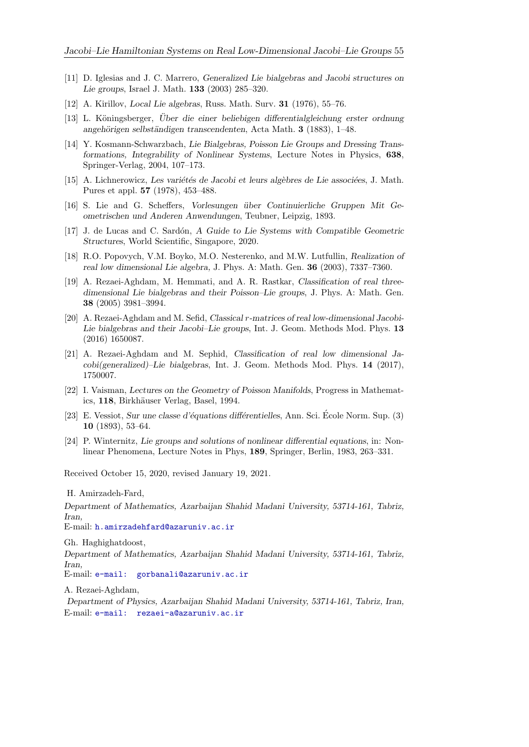[11] D. Iglesias and J. C. Marrero, *Generalized Lie bialgebras and Jacobi structures on Lie groups*, Israel J. Math. **133** (2003) 285–320.

[12] A. Kirillov, *Local Lie algebras*, Russ. Math. Surv. **31** (1976), 55–76.

[13] L. Köningsberger, *Über die einer beliebigen differentialgleichung erster ordnung angehörigen selbständigen transcendenten*, Acta Math. **3** (1883), 1–48.

[14] Y. Kosmann-Schwarzbach, *Lie Bialgebras, Poisson Lie Groups and Dressing Transformations, Integrability of Nonlinear Systems*, Lecture Notes in Physics, **638**, Springer-Verlag, 2004, 107–173.

[15] A. Lichnerowicz, *Les variétés de Jacobi et leurs algèbres de Lie associées*, J. Math. Pures et appl. **57** (1978), 453–488.

[16] S. Lie and G. Scheffers, *Vorlesungen über Continuierliche Gruppen Mit Geometrischen und Anderen Anwendungen*, Teubner, Leipzig, 1893.

[17] J. de Lucas and C. Sardón, *A Guide to Lie Systems with Compatible Geometric Structures*, World Scientific, Singapore, 2020.

[18] R.O. Popovych, V.M. Boyko, M.O. Nesterenko, and M.W. Lutfullin, *Realization of real low dimensional Lie algebra*, J. Phys. A: Math. Gen. **36** (2003), 7337–7360.

[19] A. Rezaei-Aghdam, M. Hemmati, and A. R. Rastkar, *Classification of real three-dimensional Lie bialgebras and their Poisson–Lie groups*, J. Phys. A: Math. Gen. **38** (2005) 3981–3994.

[20] A. Rezaei-Aghdam and M. Sefid, *Classical $r$-matrices of real low-dimensional Jacobi-Lie bialgebras and their Jacobi–Lie groups*, Int. J. Geom. Methods Mod. Phys. **13** (2016) 1650087.

[21] A. Rezaei-Aghdam and M. Sephid, *Classification of real low dimensional Jacobi(generalized)–Lie bialgebras*, Int. J. Geom. Methods Mod. Phys. **14** (2017), 1750007.

[22] I. Vaisman, *Lectures on the Geometry of Poisson Manifolds*, Progress in Mathematics, **118**, Birkhäuser Verlag, Basel, 1994.

[23] E. Vessiot, *Sur une classe d'équations différentielles*, Ann. Sci. École Norm. Sup. (3) **10** (1893), 53–64.

[24] P. Winternitz, *Lie groups and solutions of nonlinear differential equations*, in: Nonlinear Phenomena, Lecture Notes in Phys, **189**, Springer, Berlin, 1983, 263–331.

Received October 15, 2020, revised January 19, 2021.

H. Amirzadeh-Fard,

*Department of Mathematics, Azarbaijan Shahid Madani University, 53714-161, Tabriz, Iran,*

E-mail: h.amirzadehfard@azaruniv.ac.ir

Gh. Haghighatdoost,

*Department of Mathematics, Azarbaijan Shahid Madani University, 53714-161, Tabriz, Iran,*

E-mail: e-mail: gorbanali@azaruniv.ac.ir

A. Rezaei-Aghdam,

*Department of Physics, Azarbaijan Shahid Madani University, 53714-161, Tabriz, Iran,*

E-mail: e-mail: rezaei-a@azaruniv.ac.ir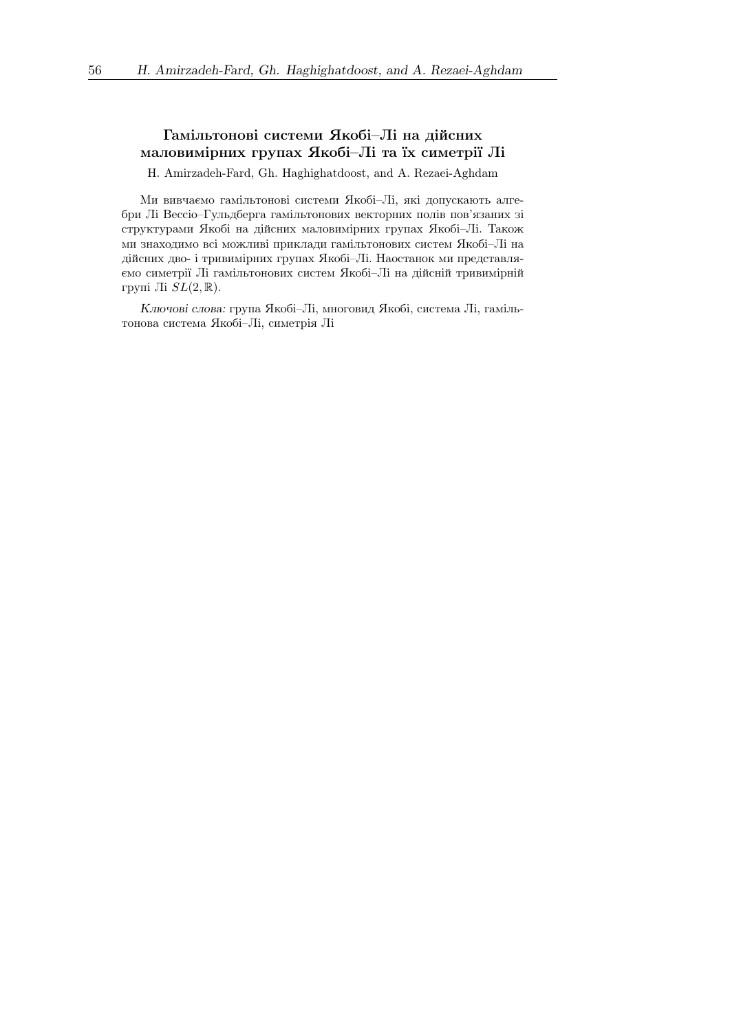## Гамільтонові системи Якобі–Лі на дійсних маловимірних групах Якобі–Лі та їх симетрії Лі

H. Amirzadeh-Fard, Gh. Haghighatdoost, and A. Rezaei-Aghdam

Ми вивчаємо гамільтонові системи Якобі–Лі, які допускають алгебри Лі Вессіо–Гульдберга гамільтонових векторних полів пов'язаних зі структурами Якобі на дійсних маловимірних групах Якобі–Лі. Також ми знаходимо всі можливі приклади гамільтонових систем Якобі–Лі на дійсних дво- і тривимірних групах Якобі–Лі. Наостанок ми представляємо симетрії Лі гамільтонових систем Якобі–Лі на дійсній тривимірній групі Лі $SL(2, \mathbb{R})$.

*Ключові слова:* група Якобі–Лі, многовид Якобі, система Лі, гамільтонова система Якобі–Лі, симетрія Лі